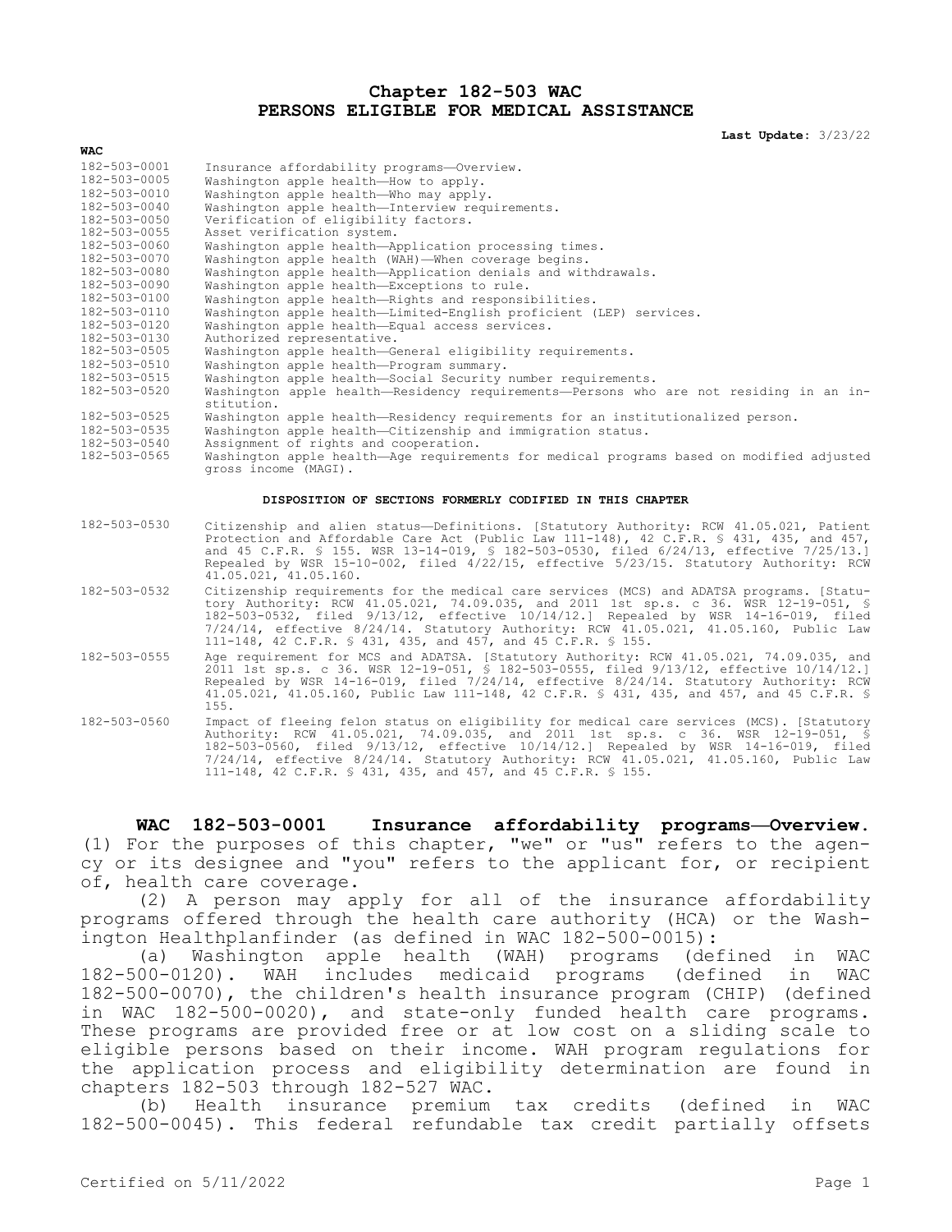# Chapter 182-503 WAC
# PERSONS ELIGIBLE FOR MEDICAL ASSISTANCE

**Last Update:** 3/23/22

| WAC | |
|---|---|
| 182-503-0001 | Insurance affordability programs—Overview. |
| 182-503-0005 | Washington apple health—How to apply. |
| 182-503-0010 | Washington apple health—Who may apply. |
| 182-503-0040 | Washington apple health—Interview requirements. |
| 182-503-0050 | Verification of eligibility factors. |
| 182-503-0055 | Asset verification system. |
| 182-503-0060 | Washington apple health—Application processing times. |
| 182-503-0070 | Washington apple health (WAH)—When coverage begins. |
| 182-503-0080 | Washington apple health—Application denials and withdrawals. |
| 182-503-0090 | Washington apple health—Exceptions to rule. |
| 182-503-0100 | Washington apple health—Rights and responsibilities. |
| 182-503-0110 | Washington apple health—Limited-English proficient (LEP) services. |
| 182-503-0120 | Washington apple health—Equal access services. |
| 182-503-0130 | Authorized representative. |
| 182-503-0505 | Washington apple health—General eligibility requirements. |
| 182-503-0510 | Washington apple health—Program summary. |
| 182-503-0515 | Washington apple health—Social Security number requirements. |
| 182-503-0520 | Washington apple health—Residency requirements—Persons who are not residing in an institution. |
| 182-503-0525 | Washington apple health—Residency requirements for an institutionalized person. |
| 182-503-0535 | Washington apple health—Citizenship and immigration status. |
| 182-503-0540 | Assignment of rights and cooperation. |
| 182-503-0565 | Washington apple health—Age requirements for medical programs based on modified adjusted gross income (MAGI). |

**DISPOSITION OF SECTIONS FORMERLY CODIFIED IN THIS CHAPTER**

| | |
|---|---|
| 182-503-0530 | Citizenship and alien status—Definitions. [Statutory Authority: RCW 41.05.021, Patient Protection and Affordable Care Act (Public Law 111-148), 42 C.F.R. § 431, 435, and 457, and 45 C.F.R. § 155. WSR 13-14-019, § 182-503-0530, filed 6/24/13, effective 7/25/13.] Repealed by WSR 15-10-002, filed 4/22/15, effective 5/23/15. Statutory Authority: RCW 41.05.021, 41.05.160. |
| 182-503-0532 | Citizenship requirements for the medical care services (MCS) and ADATSA programs. [Statutory Authority: RCW 41.05.021, 74.09.035, and 2011 1st sp.s. c 36. WSR 12-19-051, § 182-503-0532, filed 9/13/12, effective 10/14/12.] Repealed by WSR 14-16-019, filed 7/24/14, effective 8/24/14. Statutory Authority: RCW 41.05.021, 41.05.160, Public Law 111-148, 42 C.F.R. § 431, 435, and 457, and 45 C.F.R. § 155. |
| 182-503-0555 | Age requirement for MCS and ADATSA. [Statutory Authority: RCW 41.05.021, 74.09.035, and 2011 1st sp.s. c 36. WSR 12-19-051, § 182-503-0555, filed 9/13/12, effective 10/14/12.] Repealed by WSR 14-16-019, filed 7/24/14, effective 8/24/14. Statutory Authority: RCW 41.05.021, 41.05.160, Public Law 111-148, 42 C.F.R. § 431, 435, and 457, and 45 C.F.R. § 155. |
| 182-503-0560 | Impact of fleeing felon status on eligibility for medical care services (MCS). [Statutory Authority: RCW 41.05.021, 74.09.035, and 2011 1st sp.s. c 36. WSR 12-19-051, § 182-503-0560, filed 9/13/12, effective 10/14/12.] Repealed by WSR 14-16-019, filed 7/24/14, effective 8/24/14. Statutory Authority: RCW 41.05.021, 41.05.160, Public Law 111-148, 42 C.F.R. § 431, 435, and 457, and 45 C.F.R. § 155. |

**WAC 182-503-0001 Insurance affordability programs—Overview.** (1) For the purposes of this chapter, "we" or "us" refers to the agency or its designee and "you" refers to the applicant for, or recipient of, health care coverage.

(2) A person may apply for all of the insurance affordability programs offered through the health care authority (HCA) or the Washington Healthplanfinder (as defined in WAC 182-500-0015):

(a) Washington apple health (WAH) programs (defined in WAC 182-500-0120). WAH includes medicaid programs (defined in WAC 182-500-0070), the children's health insurance program (CHIP) (defined in WAC 182-500-0020), and state-only funded health care programs. These programs are provided free or at low cost on a sliding scale to eligible persons based on their income. WAH program regulations for the application process and eligibility determination are found in chapters 182-503 through 182-527 WAC.

(b) Health insurance premium tax credits (defined in WAC 182-500-0045). This federal refundable tax credit partially offsets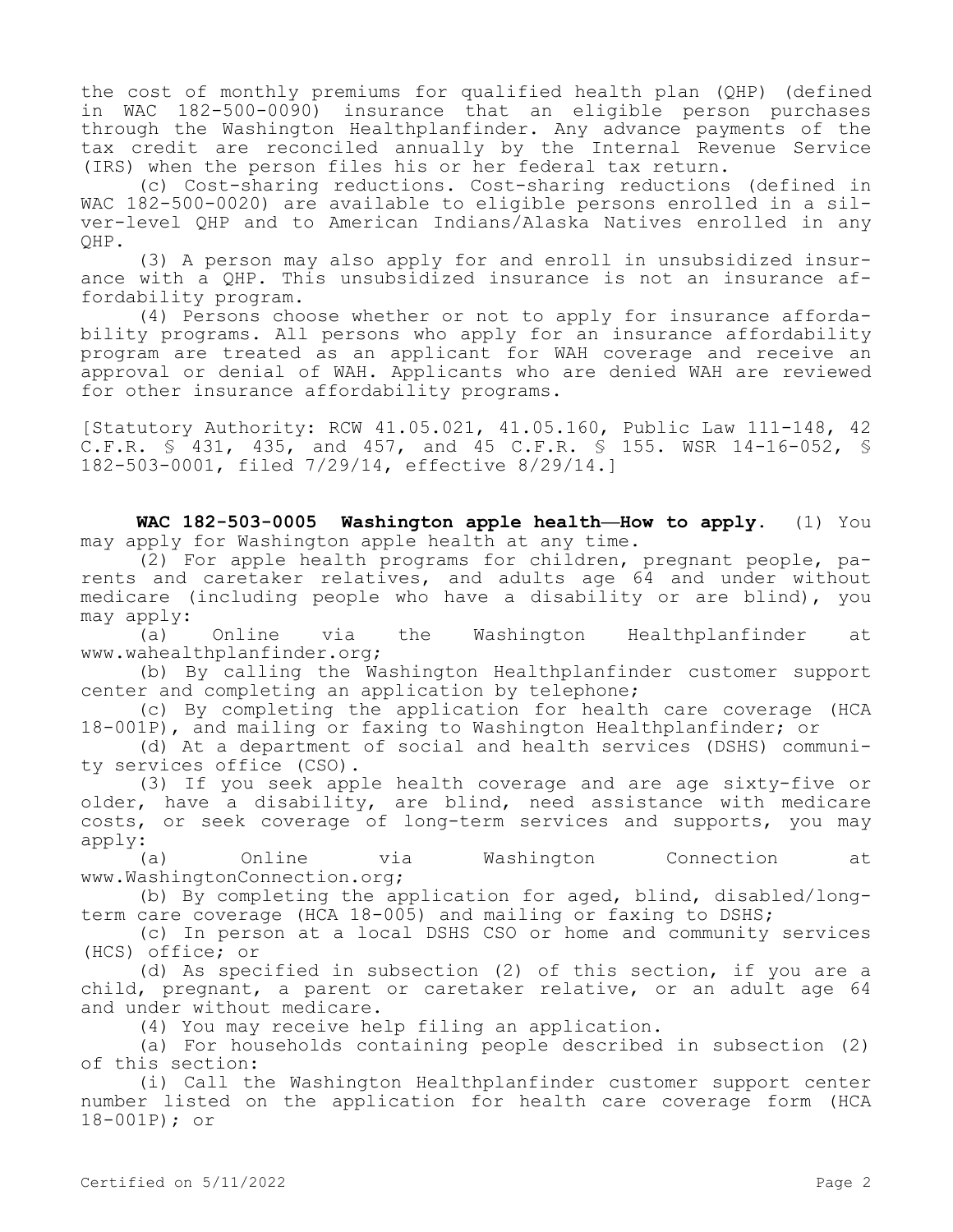the cost of monthly premiums for qualified health plan (QHP) (defined in WAC 182-500-0090) insurance that an eligible person purchases through the Washington Healthplanfinder. Any advance payments of the tax credit are reconciled annually by the Internal Revenue Service (IRS) when the person files his or her federal tax return.

(c) Cost-sharing reductions. Cost-sharing reductions (defined in WAC 182-500-0020) are available to eligible persons enrolled in a silver-level QHP and to American Indians/Alaska Natives enrolled in any QHP.

(3) A person may also apply for and enroll in unsubsidized insurance with a QHP. This unsubsidized insurance is not an insurance affordability program.

(4) Persons choose whether or not to apply for insurance affordability programs. All persons who apply for an insurance affordability program are treated as an applicant for WAH coverage and receive an approval or denial of WAH. Applicants who are denied WAH are reviewed for other insurance affordability programs.

[Statutory Authority: RCW 41.05.021, 41.05.160, Public Law 111-148, 42 C.F.R. § 431, 435, and 457, and 45 C.F.R. § 155. WSR 14-16-052, § 182-503-0001, filed 7/29/14, effective 8/29/14.]

**WAC 182-503-0005 Washington apple health—How to apply.** (1) You may apply for Washington apple health at any time.

(2) For apple health programs for children, pregnant people, parents and caretaker relatives, and adults age 64 and under without medicare (including people who have a disability or are blind), you may apply:

(a) Online via the Washington Healthplanfinder at www.wahealthplanfinder.org;

(b) By calling the Washington Healthplanfinder customer support center and completing an application by telephone;

(c) By completing the application for health care coverage (HCA 18-001P), and mailing or faxing to Washington Healthplanfinder; or

(d) At a department of social and health services (DSHS) community services office (CSO).

(3) If you seek apple health coverage and are age sixty-five or older, have a disability, are blind, need assistance with medicare costs, or seek coverage of long-term services and supports, you may apply:

(a) Online via Washington Connection at www.WashingtonConnection.org;

(b) By completing the application for aged, blind, disabled/long-term care coverage (HCA 18-005) and mailing or faxing to DSHS;

(c) In person at a local DSHS CSO or home and community services (HCS) office; or

(d) As specified in subsection (2) of this section, if you are a child, pregnant, a parent or caretaker relative, or an adult age 64 and under without medicare.

(4) You may receive help filing an application.

(a) For households containing people described in subsection (2) of this section:

(i) Call the Washington Healthplanfinder customer support center number listed on the application for health care coverage form (HCA 18-001P); or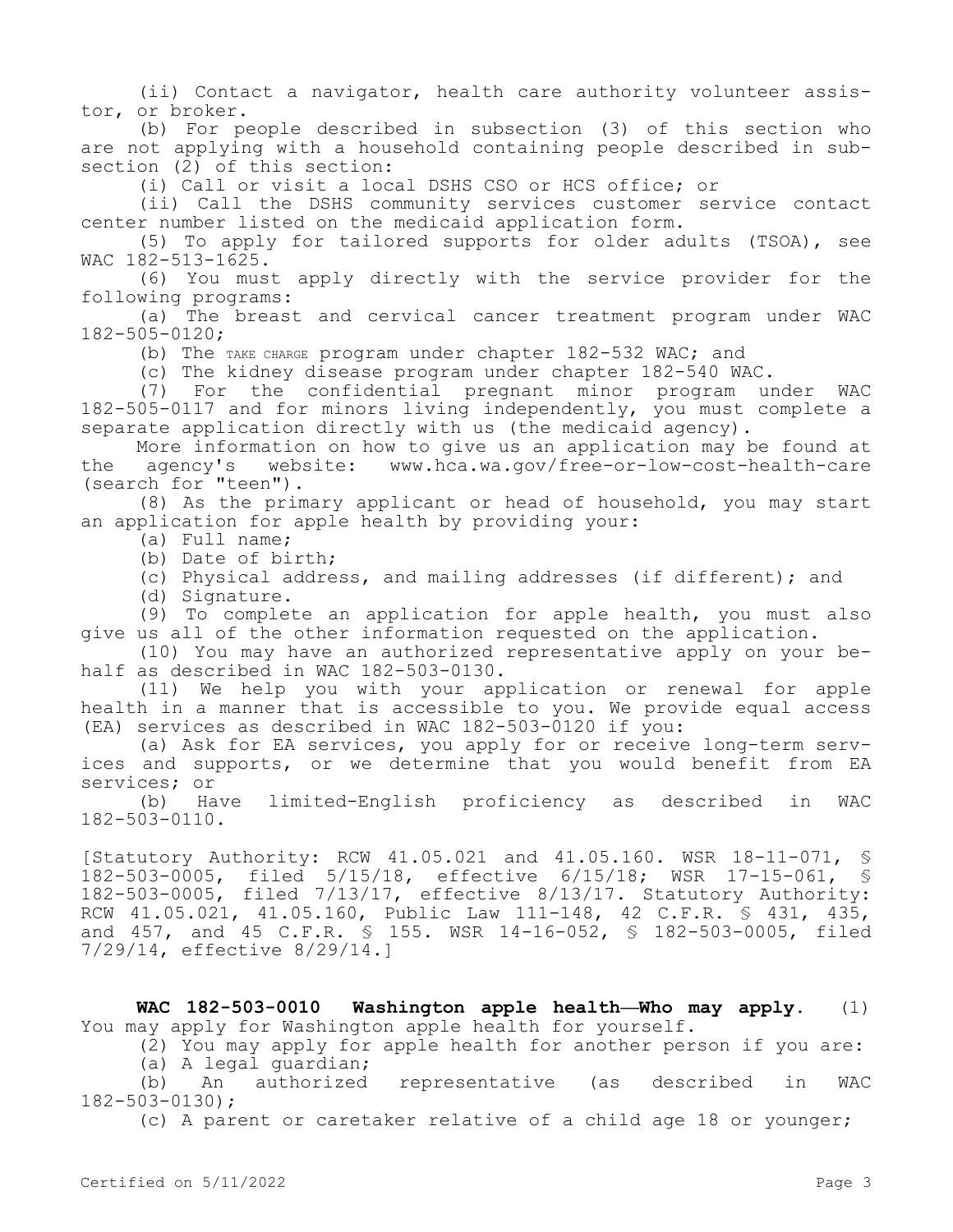(ii) Contact a navigator, health care authority volunteer assistor, or broker.

(b) For people described in subsection (3) of this section who are not applying with a household containing people described in subsection (2) of this section:

(i) Call or visit a local DSHS CSO or HCS office; or

(ii) Call the DSHS community services customer service contact center number listed on the medicaid application form.

(5) To apply for tailored supports for older adults (TSOA), see WAC 182-513-1625.

(6) You must apply directly with the service provider for the following programs:

(a) The breast and cervical cancer treatment program under WAC 182-505-0120;

(b) The TAKE CHARGE program under chapter 182-532 WAC; and

(c) The kidney disease program under chapter 182-540 WAC.

(7) For the confidential pregnant minor program under WAC 182-505-0117 and for minors living independently, you must complete a separate application directly with us (the medicaid agency).

More information on how to give us an application may be found at the agency's website: www.hca.wa.gov/free-or-low-cost-health-care (search for "teen").

(8) As the primary applicant or head of household, you may start an application for apple health by providing your:

(a) Full name;

(b) Date of birth;

(c) Physical address, and mailing addresses (if different); and

(d) Signature.

(9) To complete an application for apple health, you must also give us all of the other information requested on the application.

(10) You may have an authorized representative apply on your behalf as described in WAC 182-503-0130.

(11) We help you with your application or renewal for apple health in a manner that is accessible to you. We provide equal access (EA) services as described in WAC 182-503-0120 if you:

(a) Ask for EA services, you apply for or receive long-term services and supports, or we determine that you would benefit from EA services; or

(b) Have limited-English proficiency as described in WAC 182-503-0110.

[Statutory Authority: RCW 41.05.021 and 41.05.160. WSR 18-11-071, § 182-503-0005, filed 5/15/18, effective 6/15/18; WSR 17-15-061, § 182-503-0005, filed 7/13/17, effective 8/13/17. Statutory Authority: RCW 41.05.021, 41.05.160, Public Law 111-148, 42 C.F.R. § 431, 435, and 457, and 45 C.F.R. § 155. WSR 14-16-052, § 182-503-0005, filed 7/29/14, effective 8/29/14.]

**WAC 182-503-0010 Washington apple health—Who may apply.** (1) You may apply for Washington apple health for yourself.

(2) You may apply for apple health for another person if you are:

(a) A legal guardian;

(b) An authorized representative (as described in WAC 182-503-0130);

(c) A parent or caretaker relative of a child age 18 or younger;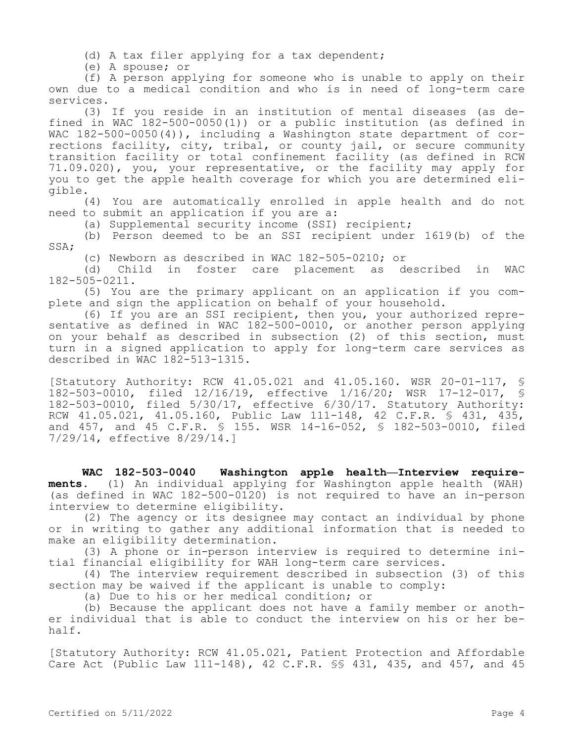(d) A tax filer applying for a tax dependent;

(e) A spouse; or

(f) A person applying for someone who is unable to apply on their own due to a medical condition and who is in need of long-term care services.

(3) If you reside in an institution of mental diseases (as defined in WAC 182-500-0050(1)) or a public institution (as defined in WAC 182-500-0050(4)), including a Washington state department of corrections facility, city, tribal, or county jail, or secure community transition facility or total confinement facility (as defined in RCW 71.09.020), you, your representative, or the facility may apply for you to get the apple health coverage for which you are determined eligible.

(4) You are automatically enrolled in apple health and do not need to submit an application if you are a:

(a) Supplemental security income (SSI) recipient;

(b) Person deemed to be an SSI recipient under 1619(b) of the SSA;

(c) Newborn as described in WAC 182-505-0210; or

(d) Child in foster care placement as described in WAC 182-505-0211.

(5) You are the primary applicant on an application if you complete and sign the application on behalf of your household.

(6) If you are an SSI recipient, then you, your authorized representative as defined in WAC 182-500-0010, or another person applying on your behalf as described in subsection (2) of this section, must turn in a signed application to apply for long-term care services as described in WAC 182-513-1315.

[Statutory Authority: RCW 41.05.021 and 41.05.160. WSR 20-01-117, § 182-503-0010, filed 12/16/19, effective 1/16/20; WSR 17-12-017, § 182-503-0010, filed 5/30/17, effective 6/30/17. Statutory Authority: RCW 41.05.021, 41.05.160, Public Law 111-148, 42 C.F.R. § 431, 435, and 457, and 45 C.F.R. § 155. WSR 14-16-052, § 182-503-0010, filed 7/29/14, effective 8/29/14.]

**WAC 182-503-0040 Washington apple health—Interview requirements.** (1) An individual applying for Washington apple health (WAH) (as defined in WAC 182-500-0120) is not required to have an in-person interview to determine eligibility.

(2) The agency or its designee may contact an individual by phone or in writing to gather any additional information that is needed to make an eligibility determination.

(3) A phone or in-person interview is required to determine initial financial eligibility for WAH long-term care services.

(4) The interview requirement described in subsection (3) of this section may be waived if the applicant is unable to comply:

(a) Due to his or her medical condition; or

(b) Because the applicant does not have a family member or another individual that is able to conduct the interview on his or her behalf.

[Statutory Authority: RCW 41.05.021, Patient Protection and Affordable Care Act (Public Law 111-148), 42 C.F.R. §§ 431, 435, and 457, and 45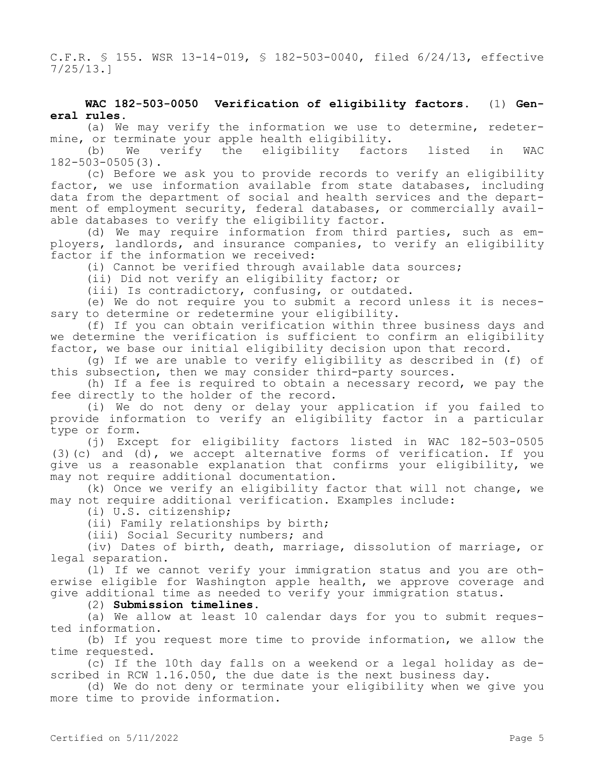C.F.R. § 155. WSR 13-14-019, § 182-503-0040, filed 6/24/13, effective 7/25/13.]

**WAC 182-503-0050 Verification of eligibility factors.** (1) **General rules.**

(a) We may verify the information we use to determine, redetermine, or terminate your apple health eligibility.

(b) We verify the eligibility factors listed in WAC 182-503-0505(3).

(c) Before we ask you to provide records to verify an eligibility factor, we use information available from state databases, including data from the department of social and health services and the department of employment security, federal databases, or commercially available databases to verify the eligibility factor.

(d) We may require information from third parties, such as employers, landlords, and insurance companies, to verify an eligibility factor if the information we received:

(i) Cannot be verified through available data sources;

(ii) Did not verify an eligibility factor; or

(iii) Is contradictory, confusing, or outdated.

(e) We do not require you to submit a record unless it is necessary to determine or redetermine your eligibility.

(f) If you can obtain verification within three business days and we determine the verification is sufficient to confirm an eligibility factor, we base our initial eligibility decision upon that record.

(g) If we are unable to verify eligibility as described in (f) of this subsection, then we may consider third-party sources.

(h) If a fee is required to obtain a necessary record, we pay the fee directly to the holder of the record.

(i) We do not deny or delay your application if you failed to provide information to verify an eligibility factor in a particular type or form.

(j) Except for eligibility factors listed in WAC 182-503-0505 (3)(c) and (d), we accept alternative forms of verification. If you give us a reasonable explanation that confirms your eligibility, we may not require additional documentation.

(k) Once we verify an eligibility factor that will not change, we may not require additional verification. Examples include:

(i) U.S. citizenship;

(ii) Family relationships by birth;

(iii) Social Security numbers; and

(iv) Dates of birth, death, marriage, dissolution of marriage, or legal separation.

(l) If we cannot verify your immigration status and you are otherwise eligible for Washington apple health, we approve coverage and give additional time as needed to verify your immigration status.

(2) **Submission timelines.**

(a) We allow at least 10 calendar days for you to submit requested information.

(b) If you request more time to provide information, we allow the time requested.

(c) If the 10th day falls on a weekend or a legal holiday as described in RCW 1.16.050, the due date is the next business day.

(d) We do not deny or terminate your eligibility when we give you more time to provide information.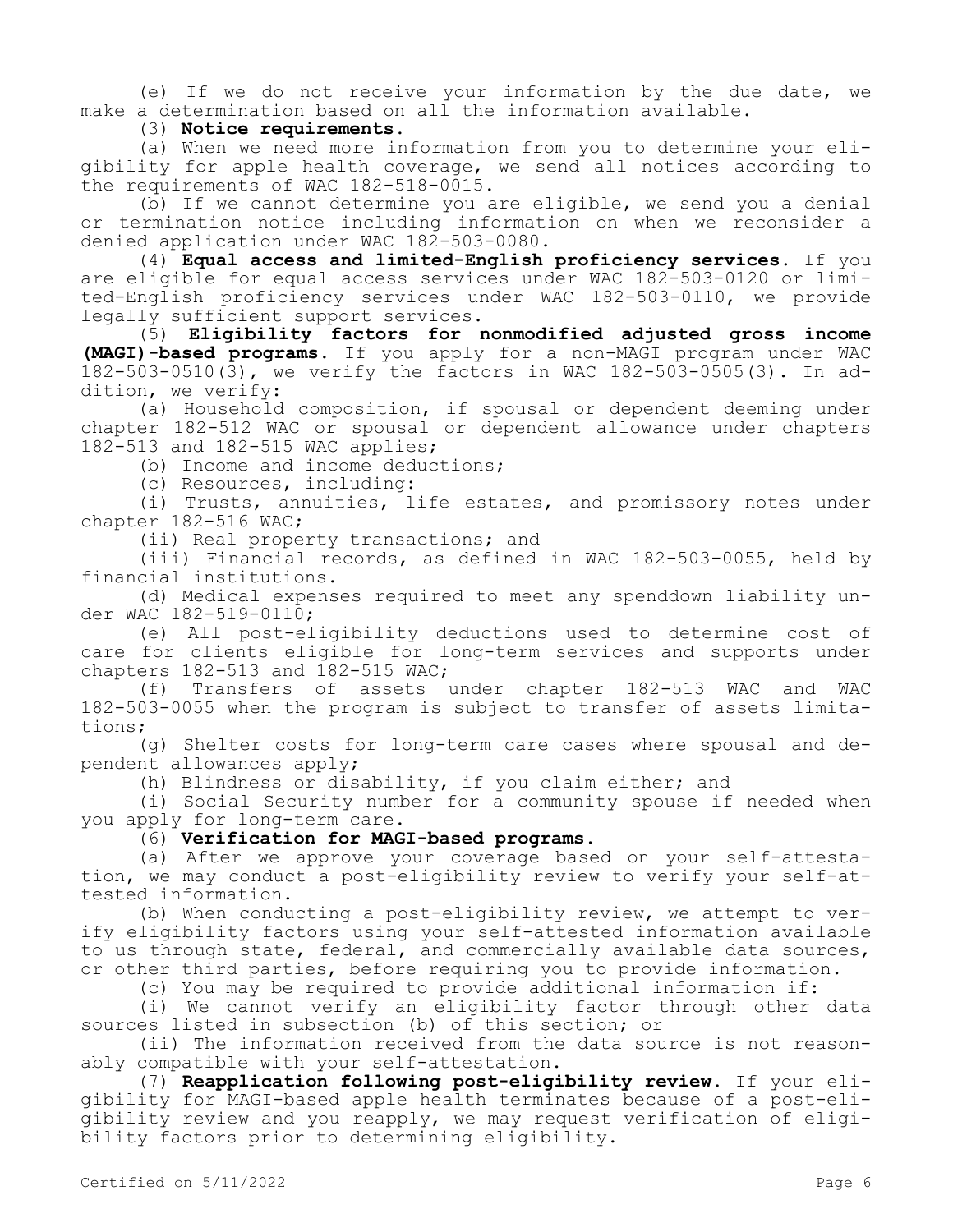(e) If we do not receive your information by the due date, we make a determination based on all the information available.

(3) **Notice requirements.**

(a) When we need more information from you to determine your eligibility for apple health coverage, we send all notices according to the requirements of WAC 182-518-0015.

(b) If we cannot determine you are eligible, we send you a denial or termination notice including information on when we reconsider a denied application under WAC 182-503-0080.

(4) **Equal access and limited-English proficiency services.** If you are eligible for equal access services under WAC 182-503-0120 or limited-English proficiency services under WAC 182-503-0110, we provide legally sufficient support services.

(5) **Eligibility factors for nonmodified adjusted gross income (MAGI)-based programs.** If you apply for a non-MAGI program under WAC 182-503-0510(3), we verify the factors in WAC 182-503-0505(3). In addition, we verify:

(a) Household composition, if spousal or dependent deeming under chapter 182-512 WAC or spousal or dependent allowance under chapters 182-513 and 182-515 WAC applies;

(b) Income and income deductions;

(c) Resources, including:

(i) Trusts, annuities, life estates, and promissory notes under chapter 182-516 WAC;

(ii) Real property transactions; and

(iii) Financial records, as defined in WAC 182-503-0055, held by financial institutions.

(d) Medical expenses required to meet any spenddown liability under WAC 182-519-0110;

(e) All post-eligibility deductions used to determine cost of care for clients eligible for long-term services and supports under chapters 182-513 and 182-515 WAC;

(f) Transfers of assets under chapter 182-513 WAC and WAC 182-503-0055 when the program is subject to transfer of assets limitations;

(g) Shelter costs for long-term care cases where spousal and dependent allowances apply;

(h) Blindness or disability, if you claim either; and

(i) Social Security number for a community spouse if needed when you apply for long-term care.

(6) **Verification for MAGI-based programs.**

(a) After we approve your coverage based on your self-attestation, we may conduct a post-eligibility review to verify your self-attested information.

(b) When conducting a post-eligibility review, we attempt to verify eligibility factors using your self-attested information available to us through state, federal, and commercially available data sources, or other third parties, before requiring you to provide information.

(c) You may be required to provide additional information if:

(i) We cannot verify an eligibility factor through other data sources listed in subsection (b) of this section; or

(ii) The information received from the data source is not reasonably compatible with your self-attestation.

(7) **Reapplication following post-eligibility review.** If your eligibility for MAGI-based apple health terminates because of a post-eligibility review and you reapply, we may request verification of eligibility factors prior to determining eligibility.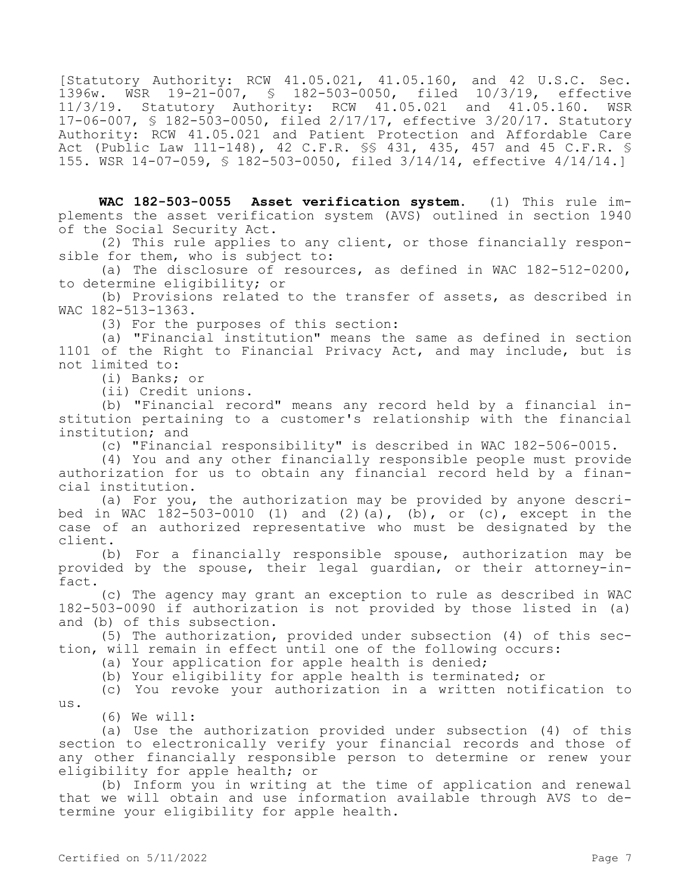[Statutory Authority: RCW 41.05.021, 41.05.160, and 42 U.S.C. Sec. 1396w. WSR 19-21-007, § 182-503-0050, filed 10/3/19, effective 11/3/19. Statutory Authority: RCW 41.05.021 and 41.05.160. WSR 17-06-007, § 182-503-0050, filed 2/17/17, effective 3/20/17. Statutory Authority: RCW 41.05.021 and Patient Protection and Affordable Care Act (Public Law 111-148), 42 C.F.R. §§ 431, 435, 457 and 45 C.F.R. § 155. WSR 14-07-059, § 182-503-0050, filed 3/14/14, effective 4/14/14.]

**WAC 182-503-0055 Asset verification system.** (1) This rule implements the asset verification system (AVS) outlined in section 1940 of the Social Security Act.

(2) This rule applies to any client, or those financially responsible for them, who is subject to:

(a) The disclosure of resources, as defined in WAC 182-512-0200, to determine eligibility; or

(b) Provisions related to the transfer of assets, as described in WAC 182-513-1363.

(3) For the purposes of this section:

(a) "Financial institution" means the same as defined in section 1101 of the Right to Financial Privacy Act, and may include, but is not limited to:

(i) Banks; or

(ii) Credit unions.

(b) "Financial record" means any record held by a financial institution pertaining to a customer's relationship with the financial institution; and

(c) "Financial responsibility" is described in WAC 182-506-0015.

(4) You and any other financially responsible people must provide authorization for us to obtain any financial record held by a financial institution.

(a) For you, the authorization may be provided by anyone described in WAC 182-503-0010 (1) and (2)(a), (b), or (c), except in the case of an authorized representative who must be designated by the client.

(b) For a financially responsible spouse, authorization may be provided by the spouse, their legal guardian, or their attorney-in-fact.

(c) The agency may grant an exception to rule as described in WAC 182-503-0090 if authorization is not provided by those listed in (a) and (b) of this subsection.

(5) The authorization, provided under subsection (4) of this section, will remain in effect until one of the following occurs:

(a) Your application for apple health is denied;

(b) Your eligibility for apple health is terminated; or

(c) You revoke your authorization in a written notification to us.

(6) We will:

(a) Use the authorization provided under subsection (4) of this section to electronically verify your financial records and those of any other financially responsible person to determine or renew your eligibility for apple health; or

(b) Inform you in writing at the time of application and renewal that we will obtain and use information available through AVS to determine your eligibility for apple health.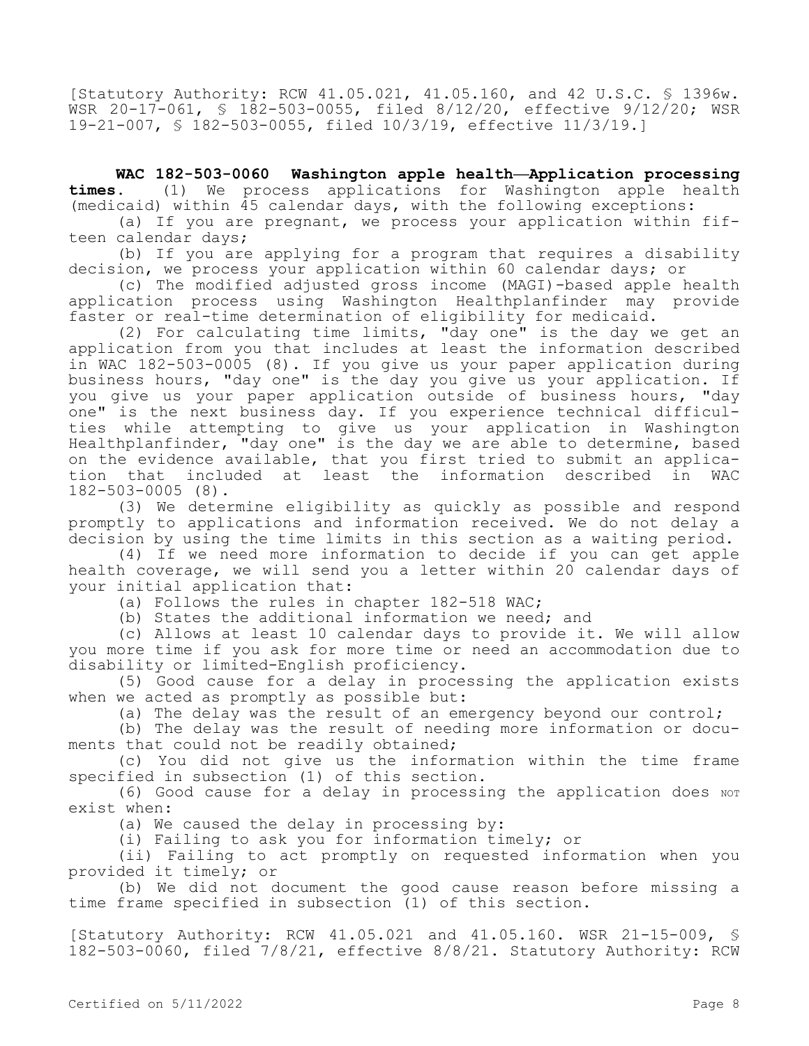[Statutory Authority: RCW 41.05.021, 41.05.160, and 42 U.S.C. § 1396w. WSR 20-17-061, § 182-503-0055, filed 8/12/20, effective 9/12/20; WSR 19-21-007, § 182-503-0055, filed 10/3/19, effective 11/3/19.]

**WAC 182-503-0060 Washington apple health—Application processing times.** (1) We process applications for Washington apple health (medicaid) within 45 calendar days, with the following exceptions:

(a) If you are pregnant, we process your application within fifteen calendar days;

(b) If you are applying for a program that requires a disability decision, we process your application within 60 calendar days; or

(c) The modified adjusted gross income (MAGI)-based apple health application process using Washington Healthplanfinder may provide faster or real-time determination of eligibility for medicaid.

(2) For calculating time limits, "day one" is the day we get an application from you that includes at least the information described in WAC 182-503-0005 (8). If you give us your paper application during business hours, "day one" is the day you give us your application. If you give us your paper application outside of business hours, "day one" is the next business day. If you experience technical difficulties while attempting to give us your application in Washington Healthplanfinder, "day one" is the day we are able to determine, based on the evidence available, that you first tried to submit an application that included at least the information described in WAC 182-503-0005 (8).

(3) We determine eligibility as quickly as possible and respond promptly to applications and information received. We do not delay a decision by using the time limits in this section as a waiting period.

(4) If we need more information to decide if you can get apple health coverage, we will send you a letter within 20 calendar days of your initial application that:

(a) Follows the rules in chapter 182-518 WAC;

(b) States the additional information we need; and

(c) Allows at least 10 calendar days to provide it. We will allow you more time if you ask for more time or need an accommodation due to disability or limited-English proficiency.

(5) Good cause for a delay in processing the application exists when we acted as promptly as possible but:

(a) The delay was the result of an emergency beyond our control;

(b) The delay was the result of needing more information or documents that could not be readily obtained;

(c) You did not give us the information within the time frame specified in subsection (1) of this section.

(6) Good cause for a delay in processing the application does NOT exist when:

(a) We caused the delay in processing by:

(i) Failing to ask you for information timely; or

(ii) Failing to act promptly on requested information when you provided it timely; or

(b) We did not document the good cause reason before missing a time frame specified in subsection (1) of this section.

[Statutory Authority: RCW 41.05.021 and 41.05.160. WSR 21-15-009, § 182-503-0060, filed 7/8/21, effective 8/8/21. Statutory Authority: RCW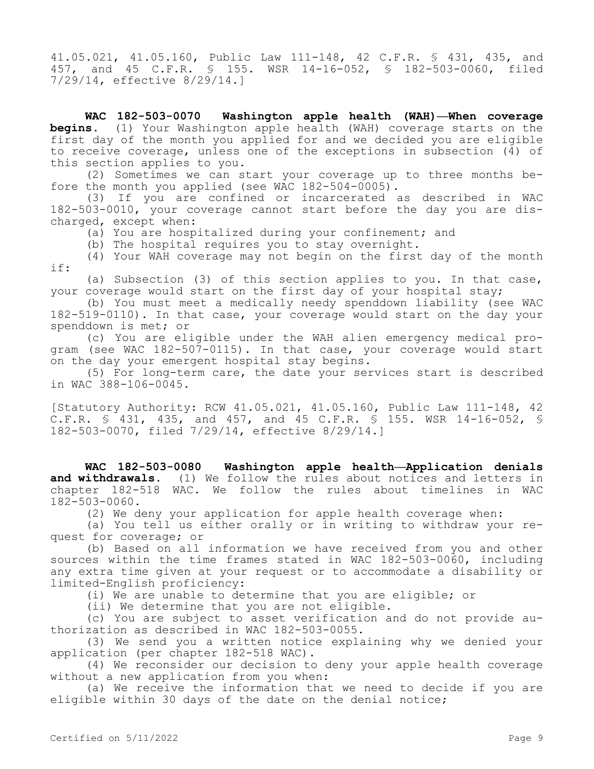41.05.021, 41.05.160, Public Law 111-148, 42 C.F.R. § 431, 435, and 457, and 45 C.F.R. § 155. WSR 14-16-052, § 182-503-0060, filed 7/29/14, effective 8/29/14.]

**WAC 182-503-0070 Washington apple health (WAH)—When coverage begins.** (1) Your Washington apple health (WAH) coverage starts on the first day of the month you applied for and we decided you are eligible to receive coverage, unless one of the exceptions in subsection (4) of this section applies to you.

(2) Sometimes we can start your coverage up to three months before the month you applied (see WAC 182-504-0005).

(3) If you are confined or incarcerated as described in WAC 182-503-0010, your coverage cannot start before the day you are discharged, except when:

(a) You are hospitalized during your confinement; and

(b) The hospital requires you to stay overnight.

(4) Your WAH coverage may not begin on the first day of the month if:

(a) Subsection (3) of this section applies to you. In that case, your coverage would start on the first day of your hospital stay;

(b) You must meet a medically needy spenddown liability (see WAC 182-519-0110). In that case, your coverage would start on the day your spenddown is met; or

(c) You are eligible under the WAH alien emergency medical program (see WAC 182-507-0115). In that case, your coverage would start on the day your emergent hospital stay begins.

(5) For long-term care, the date your services start is described in WAC 388-106-0045.

[Statutory Authority: RCW 41.05.021, 41.05.160, Public Law 111-148, 42 C.F.R. § 431, 435, and 457, and 45 C.F.R. § 155. WSR 14-16-052, § 182-503-0070, filed 7/29/14, effective 8/29/14.]

**WAC 182-503-0080 Washington apple health—Application denials and withdrawals.** (1) We follow the rules about notices and letters in chapter 182-518 WAC. We follow the rules about timelines in WAC 182-503-0060.

(2) We deny your application for apple health coverage when:

(a) You tell us either orally or in writing to withdraw your request for coverage; or

(b) Based on all information we have received from you and other sources within the time frames stated in WAC 182-503-0060, including any extra time given at your request or to accommodate a disability or limited-English proficiency:

(i) We are unable to determine that you are eligible; or

(ii) We determine that you are not eligible.

(c) You are subject to asset verification and do not provide authorization as described in WAC 182-503-0055.

(3) We send you a written notice explaining why we denied your application (per chapter 182-518 WAC).

(4) We reconsider our decision to deny your apple health coverage without a new application from you when:

(a) We receive the information that we need to decide if you are eligible within 30 days of the date on the denial notice;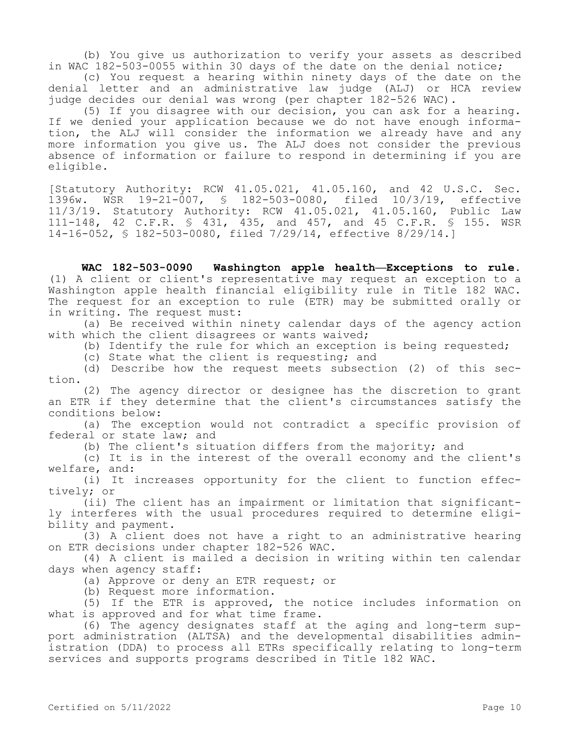(b) You give us authorization to verify your assets as described in WAC 182-503-0055 within 30 days of the date on the denial notice;

(c) You request a hearing within ninety days of the date on the denial letter and an administrative law judge (ALJ) or HCA review judge decides our denial was wrong (per chapter 182-526 WAC).

(5) If you disagree with our decision, you can ask for a hearing. If we denied your application because we do not have enough information, the ALJ will consider the information we already have and any more information you give us. The ALJ does not consider the previous absence of information or failure to respond in determining if you are eligible.

[Statutory Authority: RCW 41.05.021, 41.05.160, and 42 U.S.C. Sec. 1396w. WSR 19-21-007, § 182-503-0080, filed 10/3/19, effective 11/3/19. Statutory Authority: RCW 41.05.021, 41.05.160, Public Law 111-148, 42 C.F.R. § 431, 435, and 457, and 45 C.F.R. § 155. WSR 14-16-052, § 182-503-0080, filed 7/29/14, effective 8/29/14.]

**WAC 182-503-0090 Washington apple health—Exceptions to rule.** (1) A client or client's representative may request an exception to a Washington apple health financial eligibility rule in Title 182 WAC. The request for an exception to rule (ETR) may be submitted orally or in writing. The request must:

(a) Be received within ninety calendar days of the agency action with which the client disagrees or wants waived;

(b) Identify the rule for which an exception is being requested;

(c) State what the client is requesting; and

(d) Describe how the request meets subsection (2) of this section.

(2) The agency director or designee has the discretion to grant an ETR if they determine that the client's circumstances satisfy the conditions below:

(a) The exception would not contradict a specific provision of federal or state law; and

(b) The client's situation differs from the majority; and

(c) It is in the interest of the overall economy and the client's welfare, and:

(i) It increases opportunity for the client to function effectively; or

(ii) The client has an impairment or limitation that significantly interferes with the usual procedures required to determine eligibility and payment.

(3) A client does not have a right to an administrative hearing on ETR decisions under chapter 182-526 WAC.

(4) A client is mailed a decision in writing within ten calendar days when agency staff:

(a) Approve or deny an ETR request; or

(b) Request more information.

(5) If the ETR is approved, the notice includes information on what is approved and for what time frame.

(6) The agency designates staff at the aging and long-term support administration (ALTSA) and the developmental disabilities administration (DDA) to process all ETRs specifically relating to long-term services and supports programs described in Title 182 WAC.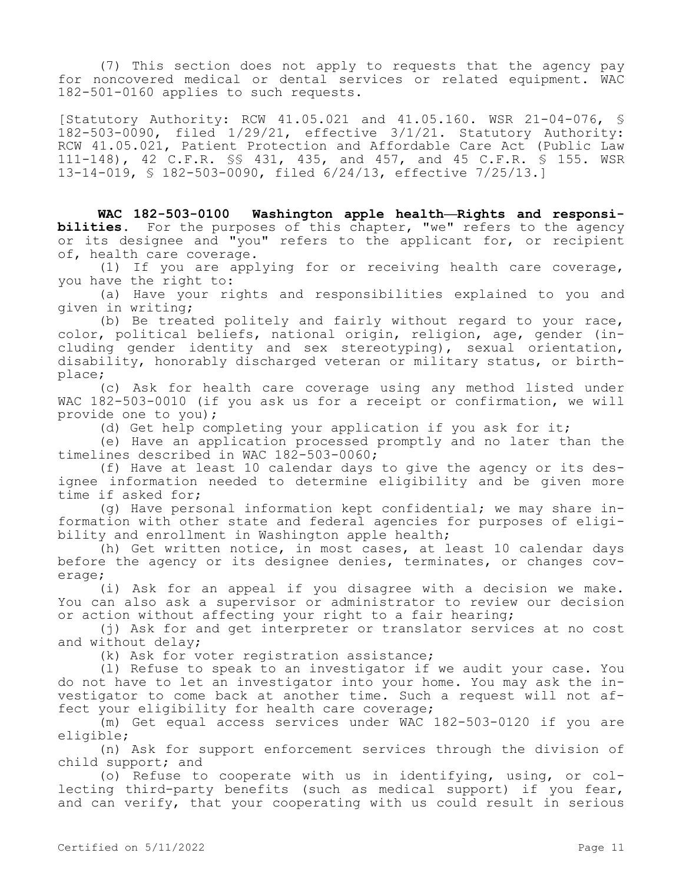(7) This section does not apply to requests that the agency pay for noncovered medical or dental services or related equipment. WAC 182-501-0160 applies to such requests.

[Statutory Authority: RCW 41.05.021 and 41.05.160. WSR 21-04-076, § 182-503-0090, filed 1/29/21, effective 3/1/21. Statutory Authority: RCW 41.05.021, Patient Protection and Affordable Care Act (Public Law 111-148), 42 C.F.R. §§ 431, 435, and 457, and 45 C.F.R. § 155. WSR 13-14-019, § 182-503-0090, filed 6/24/13, effective 7/25/13.]

**WAC 182-503-0100 Washington apple health—Rights and responsibilities.** For the purposes of this chapter, "we" refers to the agency or its designee and "you" refers to the applicant for, or recipient of, health care coverage.

(1) If you are applying for or receiving health care coverage, you have the right to:

(a) Have your rights and responsibilities explained to you and given in writing;

(b) Be treated politely and fairly without regard to your race, color, political beliefs, national origin, religion, age, gender (including gender identity and sex stereotyping), sexual orientation, disability, honorably discharged veteran or military status, or birthplace;

(c) Ask for health care coverage using any method listed under WAC 182-503-0010 (if you ask us for a receipt or confirmation, we will provide one to you);

(d) Get help completing your application if you ask for it;

(e) Have an application processed promptly and no later than the timelines described in WAC 182-503-0060;

(f) Have at least 10 calendar days to give the agency or its designee information needed to determine eligibility and be given more time if asked for;

(g) Have personal information kept confidential; we may share information with other state and federal agencies for purposes of eligibility and enrollment in Washington apple health;

(h) Get written notice, in most cases, at least 10 calendar days before the agency or its designee denies, terminates, or changes coverage;

(i) Ask for an appeal if you disagree with a decision we make. You can also ask a supervisor or administrator to review our decision or action without affecting your right to a fair hearing;

(j) Ask for and get interpreter or translator services at no cost and without delay;

(k) Ask for voter registration assistance;

(l) Refuse to speak to an investigator if we audit your case. You do not have to let an investigator into your home. You may ask the investigator to come back at another time. Such a request will not affect your eligibility for health care coverage;

(m) Get equal access services under WAC 182-503-0120 if you are eligible;

(n) Ask for support enforcement services through the division of child support; and

(o) Refuse to cooperate with us in identifying, using, or collecting third-party benefits (such as medical support) if you fear, and can verify, that your cooperating with us could result in serious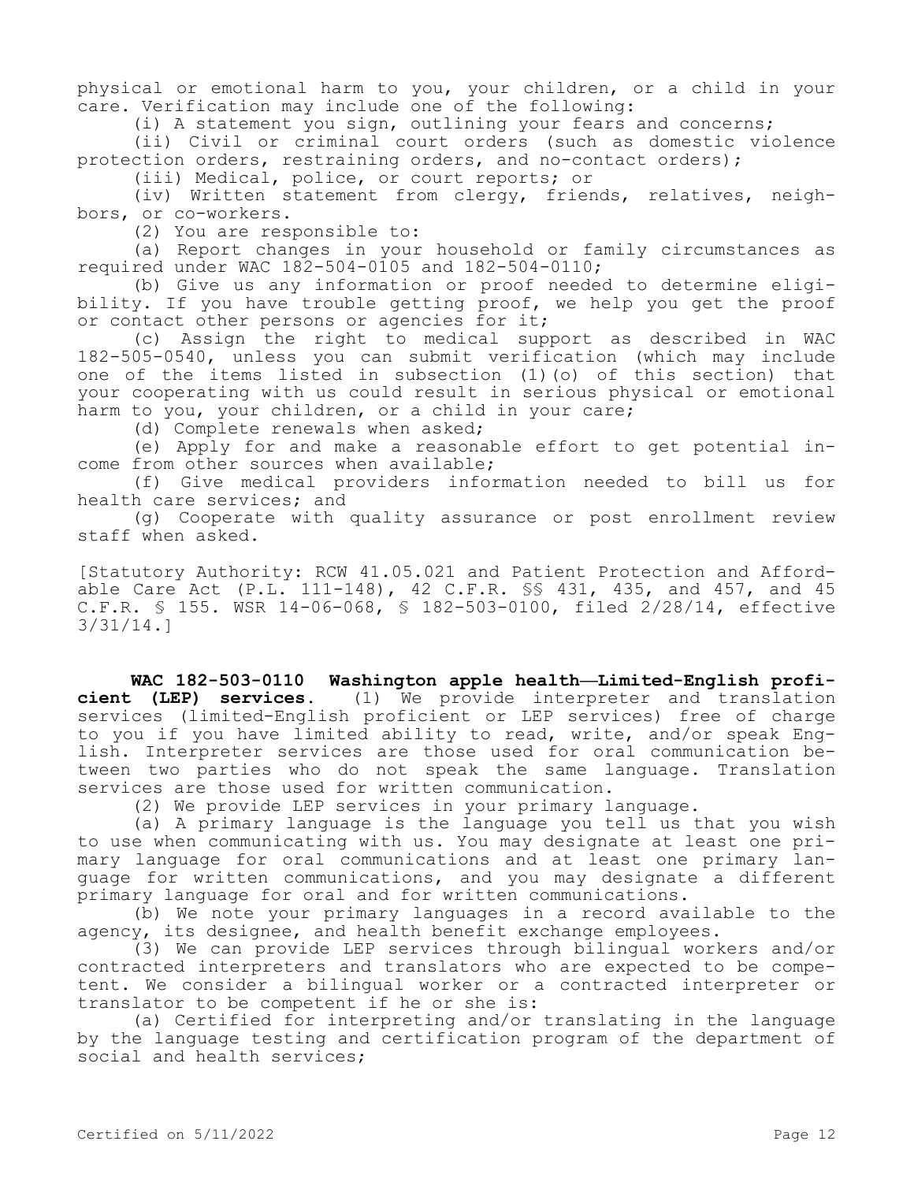physical or emotional harm to you, your children, or a child in your care. Verification may include one of the following:

(i) A statement you sign, outlining your fears and concerns;

(ii) Civil or criminal court orders (such as domestic violence protection orders, restraining orders, and no-contact orders);

(iii) Medical, police, or court reports; or

(iv) Written statement from clergy, friends, relatives, neighbors, or co-workers.

(2) You are responsible to:

(a) Report changes in your household or family circumstances as required under WAC 182-504-0105 and 182-504-0110;

(b) Give us any information or proof needed to determine eligibility. If you have trouble getting proof, we help you get the proof or contact other persons or agencies for it;

(c) Assign the right to medical support as described in WAC 182-505-0540, unless you can submit verification (which may include one of the items listed in subsection (1)(o) of this section) that your cooperating with us could result in serious physical or emotional harm to you, your children, or a child in your care;

(d) Complete renewals when asked;

(e) Apply for and make a reasonable effort to get potential income from other sources when available;

(f) Give medical providers information needed to bill us for health care services; and

(g) Cooperate with quality assurance or post enrollment review staff when asked.

[Statutory Authority: RCW 41.05.021 and Patient Protection and Affordable Care Act (P.L. 111-148), 42 C.F.R. §§ 431, 435, and 457, and 45 C.F.R. § 155. WSR 14-06-068, § 182-503-0100, filed 2/28/14, effective 3/31/14.]

**WAC 182-503-0110 Washington apple health—Limited-English proficient (LEP) services.** (1) We provide interpreter and translation services (limited-English proficient or LEP services) free of charge to you if you have limited ability to read, write, and/or speak English. Interpreter services are those used for oral communication between two parties who do not speak the same language. Translation services are those used for written communication.

(2) We provide LEP services in your primary language.

(a) A primary language is the language you tell us that you wish to use when communicating with us. You may designate at least one primary language for oral communications and at least one primary language for written communications, and you may designate a different primary language for oral and for written communications.

(b) We note your primary languages in a record available to the agency, its designee, and health benefit exchange employees.

(3) We can provide LEP services through bilingual workers and/or contracted interpreters and translators who are expected to be competent. We consider a bilingual worker or a contracted interpreter or translator to be competent if he or she is:

(a) Certified for interpreting and/or translating in the language by the language testing and certification program of the department of social and health services;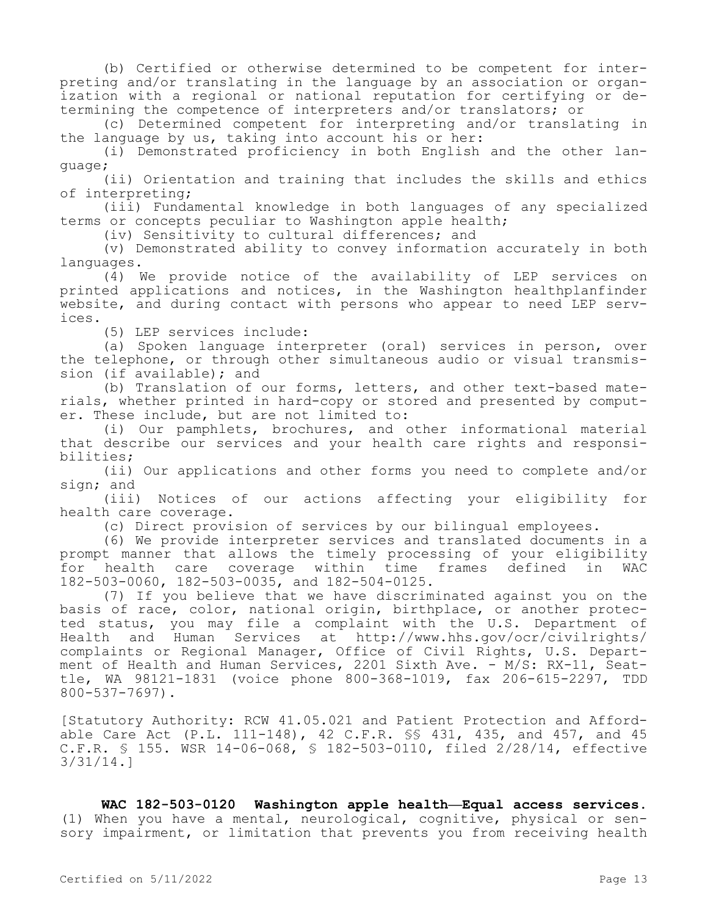(b) Certified or otherwise determined to be competent for interpreting and/or translating in the language by an association or organization with a regional or national reputation for certifying or determining the competence of interpreters and/or translators; or

(c) Determined competent for interpreting and/or translating in the language by us, taking into account his or her:

(i) Demonstrated proficiency in both English and the other language;

(ii) Orientation and training that includes the skills and ethics of interpreting;

(iii) Fundamental knowledge in both languages of any specialized terms or concepts peculiar to Washington apple health;

(iv) Sensitivity to cultural differences; and

(v) Demonstrated ability to convey information accurately in both languages.

(4) We provide notice of the availability of LEP services on printed applications and notices, in the Washington healthplanfinder website, and during contact with persons who appear to need LEP services.

(5) LEP services include:

(a) Spoken language interpreter (oral) services in person, over the telephone, or through other simultaneous audio or visual transmission (if available); and

(b) Translation of our forms, letters, and other text-based materials, whether printed in hard-copy or stored and presented by computer. These include, but are not limited to:

(i) Our pamphlets, brochures, and other informational material that describe our services and your health care rights and responsibilities;

(ii) Our applications and other forms you need to complete and/or sign; and

(iii) Notices of our actions affecting your eligibility for health care coverage.

(c) Direct provision of services by our bilingual employees.

(6) We provide interpreter services and translated documents in a prompt manner that allows the timely processing of your eligibility for health care coverage within time frames defined in WAC 182-503-0060, 182-503-0035, and 182-504-0125.

(7) If you believe that we have discriminated against you on the basis of race, color, national origin, birthplace, or another protected status, you may file a complaint with the U.S. Department of Health and Human Services at http://www.hhs.gov/ocr/civilrights/complaints or Regional Manager, Office of Civil Rights, U.S. Department of Health and Human Services, 2201 Sixth Ave. - M/S: RX-11, Seattle, WA 98121-1831 (voice phone 800-368-1019, fax 206-615-2297, TDD 800-537-7697).

[Statutory Authority: RCW 41.05.021 and Patient Protection and Affordable Care Act (P.L. 111-148), 42 C.F.R. §§ 431, 435, and 457, and 45 C.F.R. § 155. WSR 14-06-068, § 182-503-0110, filed 2/28/14, effective 3/31/14.]

**WAC 182-503-0120 Washington apple health—Equal access services.** (1) When you have a mental, neurological, cognitive, physical or sensory impairment, or limitation that prevents you from receiving health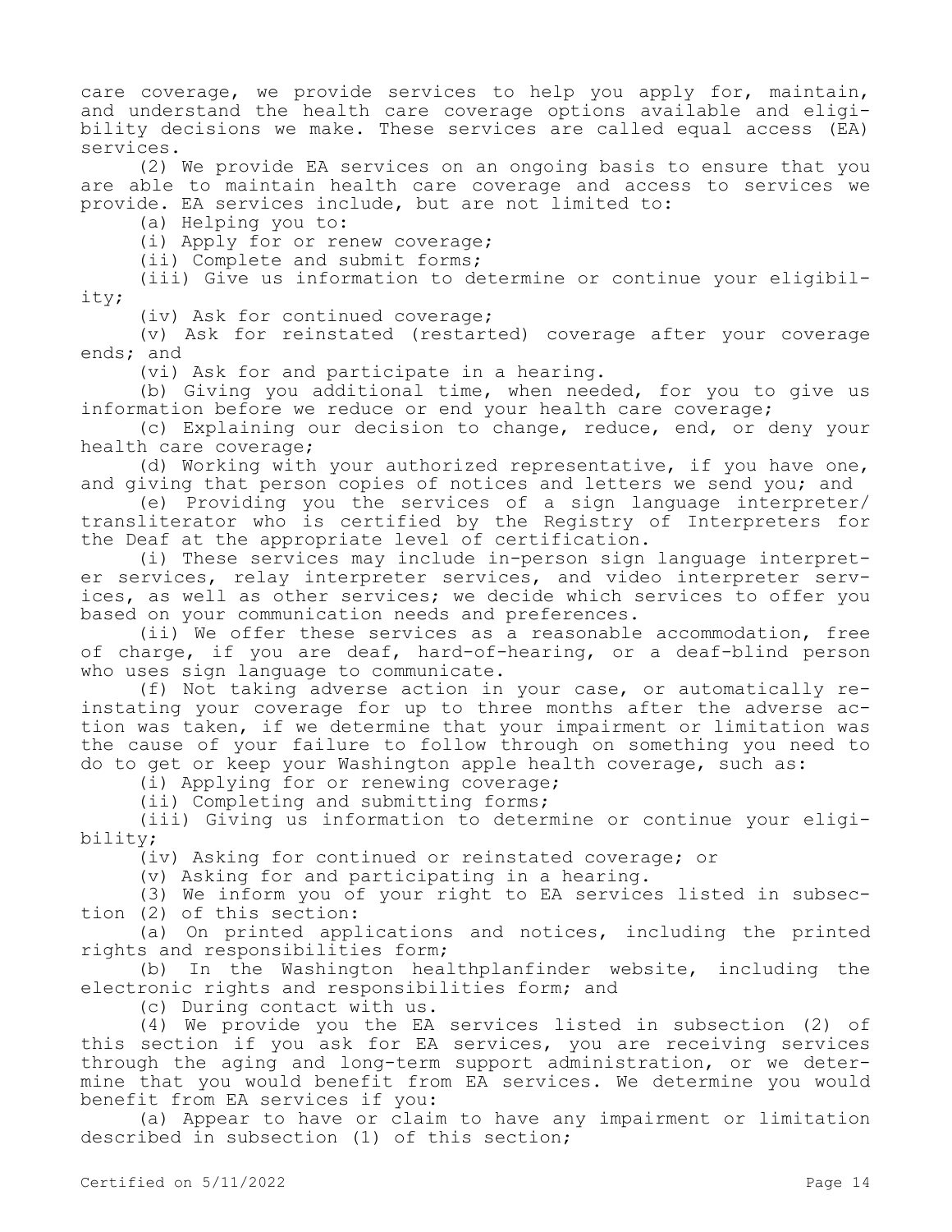care coverage, we provide services to help you apply for, maintain, and understand the health care coverage options available and eligibility decisions we make. These services are called equal access (EA) services.

(2) We provide EA services on an ongoing basis to ensure that you are able to maintain health care coverage and access to services we provide. EA services include, but are not limited to:

(a) Helping you to:

(i) Apply for or renew coverage;

(ii) Complete and submit forms;

(iii) Give us information to determine or continue your eligibility;

(iv) Ask for continued coverage;

(v) Ask for reinstated (restarted) coverage after your coverage ends; and

(vi) Ask for and participate in a hearing.

(b) Giving you additional time, when needed, for you to give us information before we reduce or end your health care coverage;

(c) Explaining our decision to change, reduce, end, or deny your health care coverage;

(d) Working with your authorized representative, if you have one, and giving that person copies of notices and letters we send you; and

(e) Providing you the services of a sign language interpreter/transliterator who is certified by the Registry of Interpreters for the Deaf at the appropriate level of certification.

(i) These services may include in-person sign language interpreter services, relay interpreter services, and video interpreter services, as well as other services; we decide which services to offer you based on your communication needs and preferences.

(ii) We offer these services as a reasonable accommodation, free of charge, if you are deaf, hard-of-hearing, or a deaf-blind person who uses sign language to communicate.

(f) Not taking adverse action in your case, or automatically reinstating your coverage for up to three months after the adverse action was taken, if we determine that your impairment or limitation was the cause of your failure to follow through on something you need to do to get or keep your Washington apple health coverage, such as:

(i) Applying for or renewing coverage;

(ii) Completing and submitting forms;

(iii) Giving us information to determine or continue your eligibility;

(iv) Asking for continued or reinstated coverage; or

(v) Asking for and participating in a hearing.

(3) We inform you of your right to EA services listed in subsection (2) of this section:

(a) On printed applications and notices, including the printed rights and responsibilities form;

(b) In the Washington healthplanfinder website, including the electronic rights and responsibilities form; and

(c) During contact with us.

(4) We provide you the EA services listed in subsection (2) of this section if you ask for EA services, you are receiving services through the aging and long-term support administration, or we determine that you would benefit from EA services. We determine you would benefit from EA services if you:

(a) Appear to have or claim to have any impairment or limitation described in subsection (1) of this section;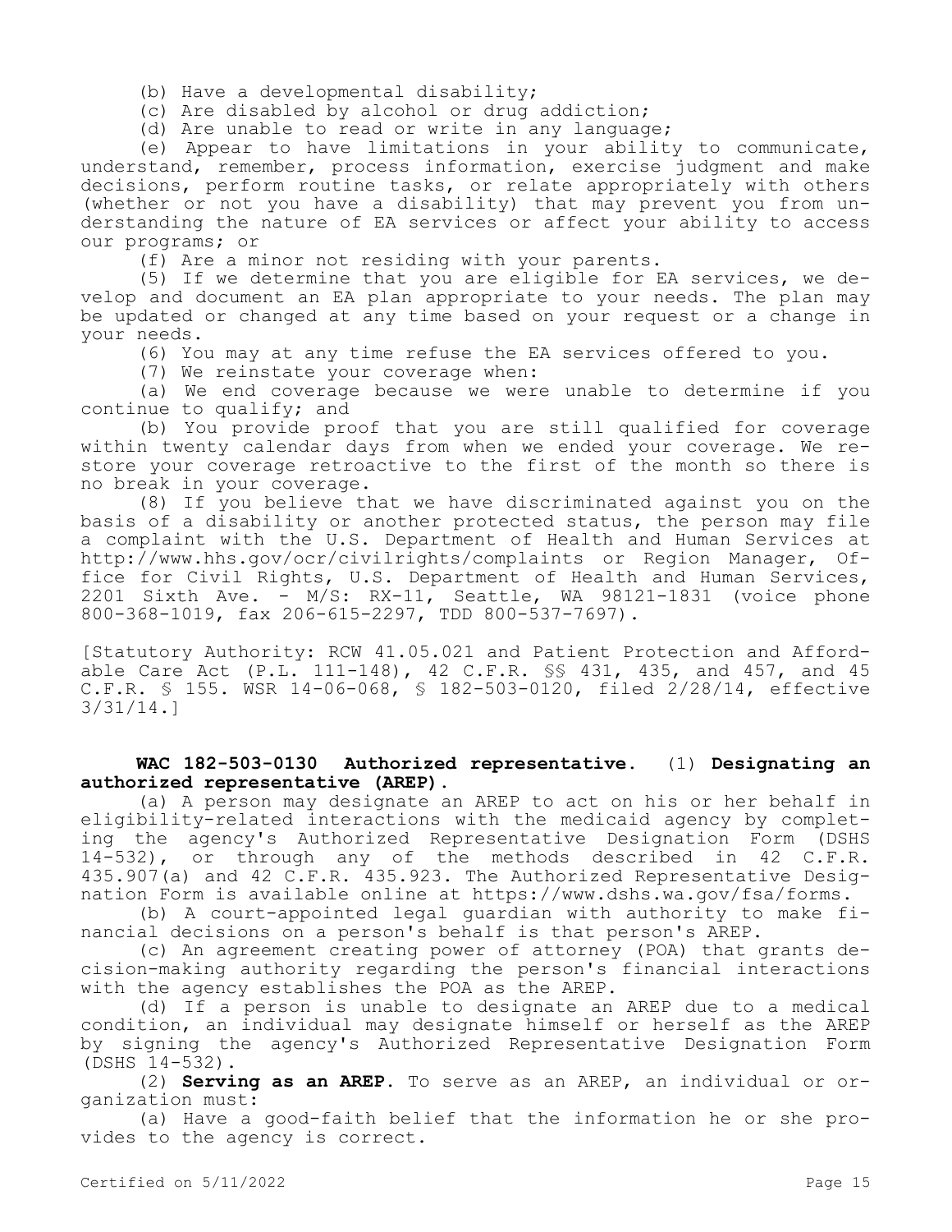(b) Have a developmental disability;

(c) Are disabled by alcohol or drug addiction;

(d) Are unable to read or write in any language;

(e) Appear to have limitations in your ability to communicate, understand, remember, process information, exercise judgment and make decisions, perform routine tasks, or relate appropriately with others (whether or not you have a disability) that may prevent you from understanding the nature of EA services or affect your ability to access our programs; or

(f) Are a minor not residing with your parents.

(5) If we determine that you are eligible for EA services, we develop and document an EA plan appropriate to your needs. The plan may be updated or changed at any time based on your request or a change in your needs.

(6) You may at any time refuse the EA services offered to you.

(7) We reinstate your coverage when:

(a) We end coverage because we were unable to determine if you continue to qualify; and

(b) You provide proof that you are still qualified for coverage within twenty calendar days from when we ended your coverage. We restore your coverage retroactive to the first of the month so there is no break in your coverage.

(8) If you believe that we have discriminated against you on the basis of a disability or another protected status, the person may file a complaint with the U.S. Department of Health and Human Services at http://www.hhs.gov/ocr/civilrights/complaints or Region Manager, Office for Civil Rights, U.S. Department of Health and Human Services, 2201 Sixth Ave. - M/S: RX-11, Seattle, WA 98121-1831 (voice phone 800-368-1019, fax 206-615-2297, TDD 800-537-7697).

[Statutory Authority: RCW 41.05.021 and Patient Protection and Affordable Care Act (P.L. 111-148), 42 C.F.R. §§ 431, 435, and 457, and 45 C.F.R. § 155. WSR 14-06-068, § 182-503-0120, filed 2/28/14, effective 3/31/14.]

**WAC 182-503-0130 Authorized representative.** (1) **Designating an authorized representative (AREP).**

(a) A person may designate an AREP to act on his or her behalf in eligibility-related interactions with the medicaid agency by completing the agency's Authorized Representative Designation Form (DSHS 14-532), or through any of the methods described in 42 C.F.R. 435.907(a) and 42 C.F.R. 435.923. The Authorized Representative Designation Form is available online at https://www.dshs.wa.gov/fsa/forms.

(b) A court-appointed legal guardian with authority to make financial decisions on a person's behalf is that person's AREP.

(c) An agreement creating power of attorney (POA) that grants decision-making authority regarding the person's financial interactions with the agency establishes the POA as the AREP.

(d) If a person is unable to designate an AREP due to a medical condition, an individual may designate himself or herself as the AREP by signing the agency's Authorized Representative Designation Form (DSHS 14-532).

(2) **Serving as an AREP.** To serve as an AREP, an individual or organization must:

(a) Have a good-faith belief that the information he or she provides to the agency is correct.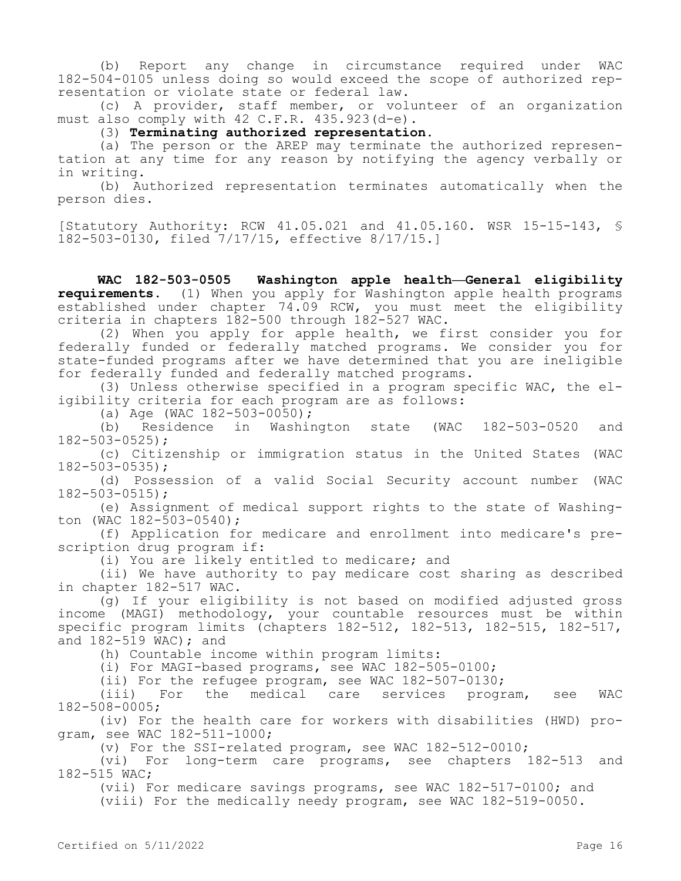(b) Report any change in circumstance required under WAC 182-504-0105 unless doing so would exceed the scope of authorized representation or violate state or federal law.

(c) A provider, staff member, or volunteer of an organization must also comply with 42 C.F.R. 435.923(d-e).

(3) **Terminating authorized representation.**

(a) The person or the AREP may terminate the authorized representation at any time for any reason by notifying the agency verbally or in writing.

(b) Authorized representation terminates automatically when the person dies.

[Statutory Authority: RCW 41.05.021 and 41.05.160. WSR 15-15-143, § 182-503-0130, filed 7/17/15, effective 8/17/15.]

**WAC 182-503-0505 Washington apple health—General eligibility requirements.** (1) When you apply for Washington apple health programs established under chapter 74.09 RCW, you must meet the eligibility criteria in chapters 182-500 through 182-527 WAC.

(2) When you apply for apple health, we first consider you for federally funded or federally matched programs. We consider you for state-funded programs after we have determined that you are ineligible for federally funded and federally matched programs.

(3) Unless otherwise specified in a program specific WAC, the eligibility criteria for each program are as follows:

(a) Age (WAC 182-503-0050);

(b) Residence in Washington state (WAC 182-503-0520 and 182-503-0525);

(c) Citizenship or immigration status in the United States (WAC 182-503-0535);

(d) Possession of a valid Social Security account number (WAC 182-503-0515);

(e) Assignment of medical support rights to the state of Washington (WAC 182-503-0540);

(f) Application for medicare and enrollment into medicare's prescription drug program if:

(i) You are likely entitled to medicare; and

(ii) We have authority to pay medicare cost sharing as described in chapter 182-517 WAC.

(g) If your eligibility is not based on modified adjusted gross income (MAGI) methodology, your countable resources must be within specific program limits (chapters 182-512, 182-513, 182-515, 182-517, and 182-519 WAC); and

(h) Countable income within program limits:

(i) For MAGI-based programs, see WAC 182-505-0100;

(ii) For the refugee program, see WAC 182-507-0130;

(iii) For the medical care services program, see WAC 182-508-0005;

(iv) For the health care for workers with disabilities (HWD) program, see WAC 182-511-1000;

(v) For the SSI-related program, see WAC 182-512-0010;

(vi) For long-term care programs, see chapters 182-513 and 182-515 WAC;

(vii) For medicare savings programs, see WAC 182-517-0100; and

(viii) For the medically needy program, see WAC 182-519-0050.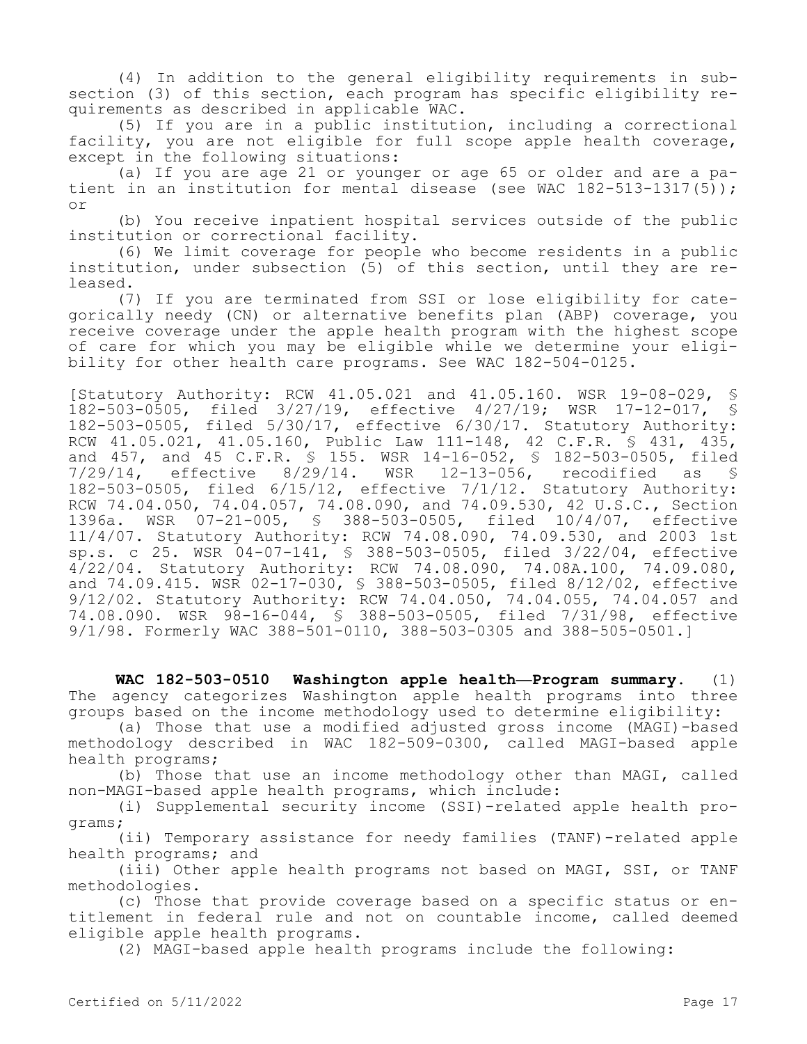(4) In addition to the general eligibility requirements in subsection (3) of this section, each program has specific eligibility requirements as described in applicable WAC.

(5) If you are in a public institution, including a correctional facility, you are not eligible for full scope apple health coverage, except in the following situations:

(a) If you are age 21 or younger or age 65 or older and are a patient in an institution for mental disease (see WAC 182-513-1317(5)); or

(b) You receive inpatient hospital services outside of the public institution or correctional facility.

(6) We limit coverage for people who become residents in a public institution, under subsection (5) of this section, until they are released.

(7) If you are terminated from SSI or lose eligibility for categorically needy (CN) or alternative benefits plan (ABP) coverage, you receive coverage under the apple health program with the highest scope of care for which you may be eligible while we determine your eligibility for other health care programs. See WAC 182-504-0125.

[Statutory Authority: RCW 41.05.021 and 41.05.160. WSR 19-08-029, § 182-503-0505, filed 3/27/19, effective 4/27/19; WSR 17-12-017, § 182-503-0505, filed 5/30/17, effective 6/30/17. Statutory Authority: RCW 41.05.021, 41.05.160, Public Law 111-148, 42 C.F.R. § 431, 435, and 457, and 45 C.F.R. § 155. WSR 14-16-052, § 182-503-0505, filed 7/29/14, effective 8/29/14. WSR 12-13-056, recodified as § 182-503-0505, filed 6/15/12, effective 7/1/12. Statutory Authority: RCW 74.04.050, 74.04.057, 74.08.090, and 74.09.530, 42 U.S.C., Section 1396a. WSR 07-21-005, § 388-503-0505, filed 10/4/07, effective 11/4/07. Statutory Authority: RCW 74.08.090, 74.09.530, and 2003 1st sp.s. c 25. WSR 04-07-141, § 388-503-0505, filed 3/22/04, effective 4/22/04. Statutory Authority: RCW 74.08.090, 74.08A.100, 74.09.080, and 74.09.415. WSR 02-17-030, § 388-503-0505, filed 8/12/02, effective 9/12/02. Statutory Authority: RCW 74.04.050, 74.04.055, 74.04.057 and 74.08.090. WSR 98-16-044, § 388-503-0505, filed 7/31/98, effective 9/1/98. Formerly WAC 388-501-0110, 388-503-0305 and 388-505-0501.]

**WAC 182-503-0510 Washington apple health—Program summary.** (1) The agency categorizes Washington apple health programs into three groups based on the income methodology used to determine eligibility:

(a) Those that use a modified adjusted gross income (MAGI)-based methodology described in WAC 182-509-0300, called MAGI-based apple health programs;

(b) Those that use an income methodology other than MAGI, called non-MAGI-based apple health programs, which include:

(i) Supplemental security income (SSI)-related apple health programs;

(ii) Temporary assistance for needy families (TANF)-related apple health programs; and

(iii) Other apple health programs not based on MAGI, SSI, or TANF methodologies.

(c) Those that provide coverage based on a specific status or entitlement in federal rule and not on countable income, called deemed eligible apple health programs.

(2) MAGI-based apple health programs include the following: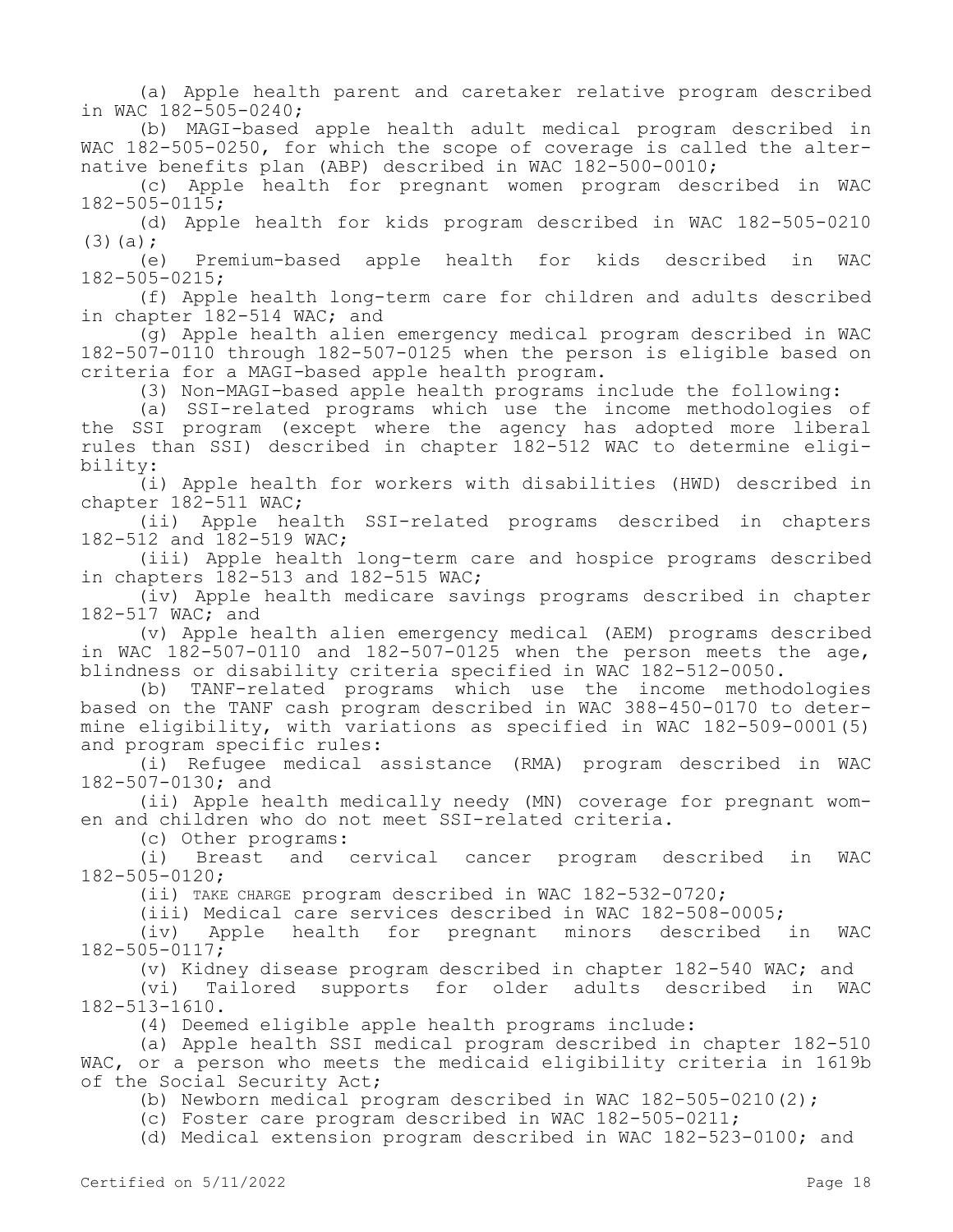(a) Apple health parent and caretaker relative program described in WAC 182-505-0240;

(b) MAGI-based apple health adult medical program described in WAC 182-505-0250, for which the scope of coverage is called the alternative benefits plan (ABP) described in WAC 182-500-0010;

(c) Apple health for pregnant women program described in WAC 182-505-0115;

(d) Apple health for kids program described in WAC 182-505-0210 (3)(a);

(e) Premium-based apple health for kids described in WAC 182-505-0215;

(f) Apple health long-term care for children and adults described in chapter 182-514 WAC; and

(g) Apple health alien emergency medical program described in WAC 182-507-0110 through 182-507-0125 when the person is eligible based on criteria for a MAGI-based apple health program.

(3) Non-MAGI-based apple health programs include the following:

(a) SSI-related programs which use the income methodologies of the SSI program (except where the agency has adopted more liberal rules than SSI) described in chapter 182-512 WAC to determine eligibility:

(i) Apple health for workers with disabilities (HWD) described in chapter 182-511 WAC;

(ii) Apple health SSI-related programs described in chapters 182-512 and 182-519 WAC;

(iii) Apple health long-term care and hospice programs described in chapters 182-513 and 182-515 WAC;

(iv) Apple health medicare savings programs described in chapter 182-517 WAC; and

(v) Apple health alien emergency medical (AEM) programs described in WAC 182-507-0110 and 182-507-0125 when the person meets the age, blindness or disability criteria specified in WAC 182-512-0050.

(b) TANF-related programs which use the income methodologies based on the TANF cash program described in WAC 388-450-0170 to determine eligibility, with variations as specified in WAC 182-509-0001(5) and program specific rules:

(i) Refugee medical assistance (RMA) program described in WAC 182-507-0130; and

(ii) Apple health medically needy (MN) coverage for pregnant women and children who do not meet SSI-related criteria.

(c) Other programs:

(i) Breast and cervical cancer program described in WAC 182-505-0120;

(ii) TAKE CHARGE program described in WAC 182-532-0720;

(iii) Medical care services described in WAC 182-508-0005;

(iv) Apple health for pregnant minors described in WAC 182-505-0117;

(v) Kidney disease program described in chapter 182-540 WAC; and

(vi) Tailored supports for older adults described in WAC 182-513-1610.

(4) Deemed eligible apple health programs include:

(a) Apple health SSI medical program described in chapter 182-510 WAC, or a person who meets the medicaid eligibility criteria in 1619b of the Social Security Act;

(b) Newborn medical program described in WAC 182-505-0210(2);

(c) Foster care program described in WAC 182-505-0211;

(d) Medical extension program described in WAC 182-523-0100; and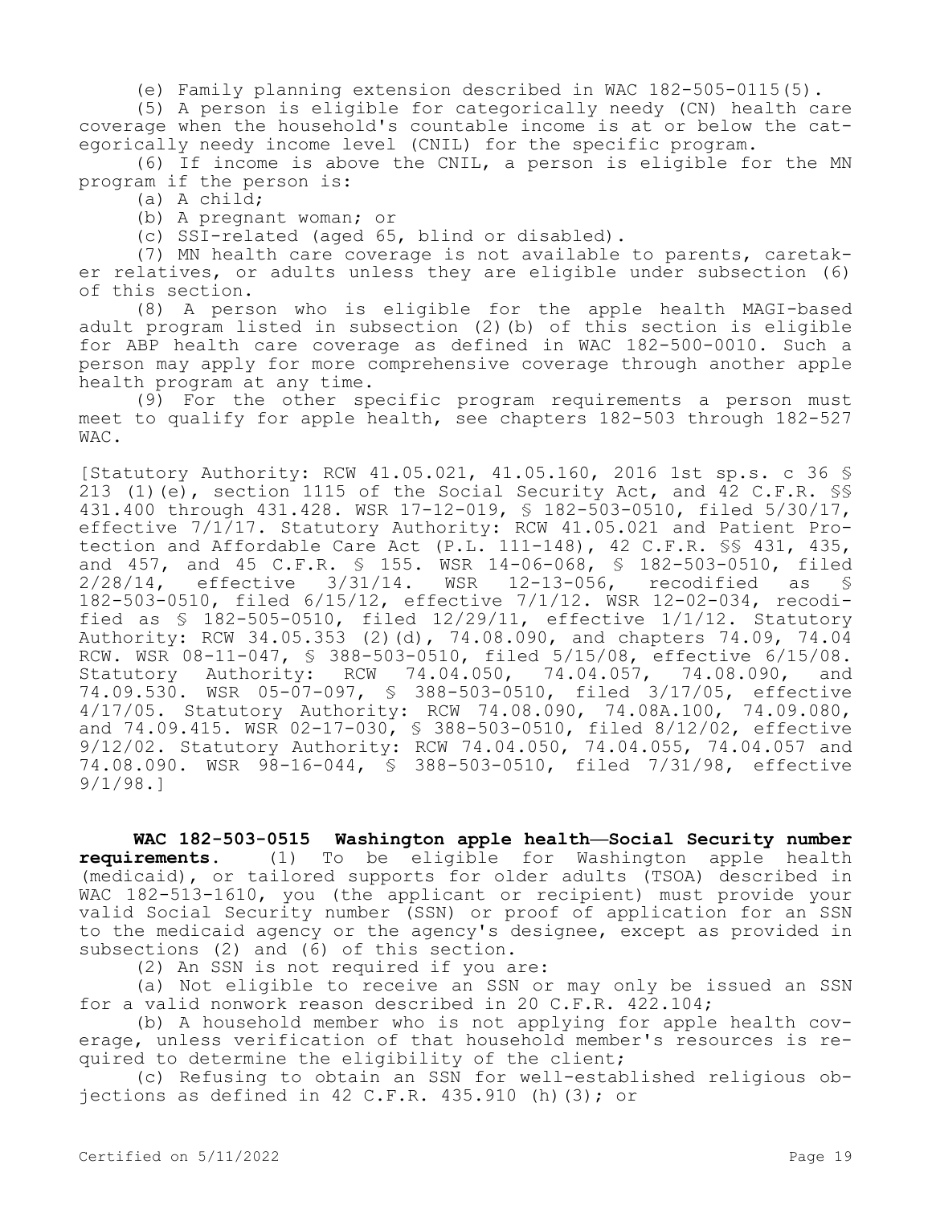(e) Family planning extension described in WAC 182-505-0115(5).

(5) A person is eligible for categorically needy (CN) health care coverage when the household's countable income is at or below the categorically needy income level (CNIL) for the specific program.

(6) If income is above the CNIL, a person is eligible for the MN program if the person is:

(a) A child;

(b) A pregnant woman; or

(c) SSI-related (aged 65, blind or disabled).

(7) MN health care coverage is not available to parents, caretaker relatives, or adults unless they are eligible under subsection (6) of this section.

(8) A person who is eligible for the apple health MAGI-based adult program listed in subsection (2)(b) of this section is eligible for ABP health care coverage as defined in WAC 182-500-0010. Such a person may apply for more comprehensive coverage through another apple health program at any time.

(9) For the other specific program requirements a person must meet to qualify for apple health, see chapters 182-503 through 182-527 WAC.

[Statutory Authority: RCW 41.05.021, 41.05.160, 2016 1st sp.s. c 36 § 213 (1)(e), section 1115 of the Social Security Act, and 42 C.F.R. §§ 431.400 through 431.428. WSR 17-12-019, § 182-503-0510, filed 5/30/17, effective 7/1/17. Statutory Authority: RCW 41.05.021 and Patient Protection and Affordable Care Act (P.L. 111-148), 42 C.F.R. §§ 431, 435, and 457, and 45 C.F.R. § 155. WSR 14-06-068, § 182-503-0510, filed 2/28/14, effective 3/31/14. WSR 12-13-056, recodified as § 182-503-0510, filed 6/15/12, effective 7/1/12. WSR 12-02-034, recodified as § 182-505-0510, filed 12/29/11, effective 1/1/12. Statutory Authority: RCW 34.05.353 (2)(d), 74.08.090, and chapters 74.09, 74.04 RCW. WSR 08-11-047, § 388-503-0510, filed 5/15/08, effective 6/15/08. Statutory Authority: RCW 74.04.050, 74.04.057, 74.08.090, and 74.09.530. WSR 05-07-097, § 388-503-0510, filed 3/17/05, effective 4/17/05. Statutory Authority: RCW 74.08.090, 74.08A.100, 74.09.080, and 74.09.415. WSR 02-17-030, § 388-503-0510, filed 8/12/02, effective 9/12/02. Statutory Authority: RCW 74.04.050, 74.04.055, 74.04.057 and 74.08.090. WSR 98-16-044, § 388-503-0510, filed 7/31/98, effective 9/1/98.]

**WAC 182-503-0515 Washington apple health—Social Security number requirements.** (1) To be eligible for Washington apple health (medicaid), or tailored supports for older adults (TSOA) described in WAC 182-513-1610, you (the applicant or recipient) must provide your valid Social Security number (SSN) or proof of application for an SSN to the medicaid agency or the agency's designee, except as provided in subsections (2) and (6) of this section.

(2) An SSN is not required if you are:

(a) Not eligible to receive an SSN or may only be issued an SSN for a valid nonwork reason described in 20 C.F.R. 422.104;

(b) A household member who is not applying for apple health coverage, unless verification of that household member's resources is required to determine the eligibility of the client;

(c) Refusing to obtain an SSN for well-established religious objections as defined in 42 C.F.R. 435.910 (h)(3); or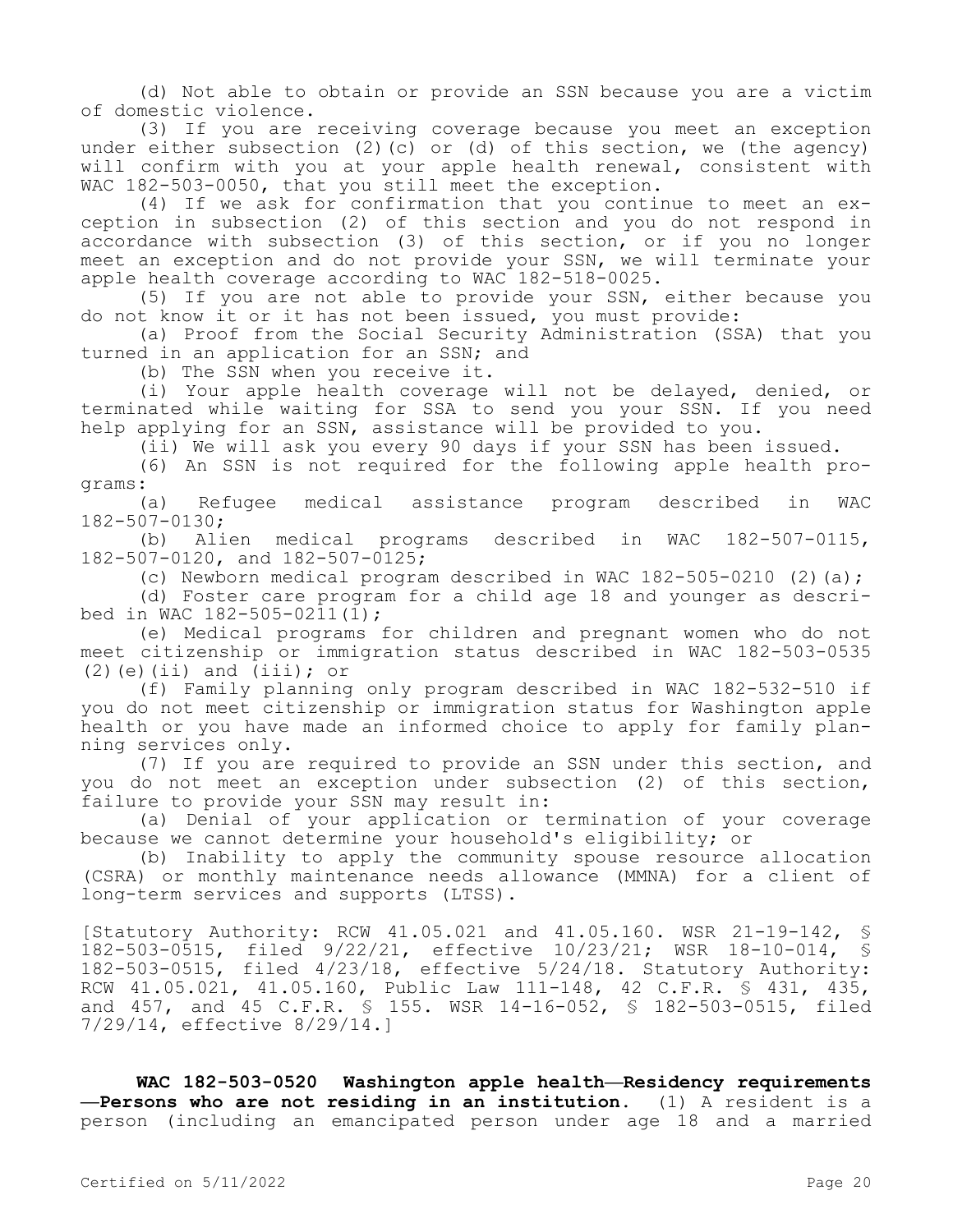(d) Not able to obtain or provide an SSN because you are a victim of domestic violence.

(3) If you are receiving coverage because you meet an exception under either subsection (2)(c) or (d) of this section, we (the agency) will confirm with you at your apple health renewal, consistent with WAC 182-503-0050, that you still meet the exception.

(4) If we ask for confirmation that you continue to meet an exception in subsection (2) of this section and you do not respond in accordance with subsection (3) of this section, or if you no longer meet an exception and do not provide your SSN, we will terminate your apple health coverage according to WAC 182-518-0025.

(5) If you are not able to provide your SSN, either because you do not know it or it has not been issued, you must provide:

(a) Proof from the Social Security Administration (SSA) that you turned in an application for an SSN; and

(b) The SSN when you receive it.

(i) Your apple health coverage will not be delayed, denied, or terminated while waiting for SSA to send you your SSN. If you need help applying for an SSN, assistance will be provided to you.

(ii) We will ask you every 90 days if your SSN has been issued.

(6) An SSN is not required for the following apple health programs:

(a) Refugee medical assistance program described in WAC 182-507-0130;

(b) Alien medical programs described in WAC 182-507-0115, 182-507-0120, and 182-507-0125;

(c) Newborn medical program described in WAC 182-505-0210 (2)(a);

(d) Foster care program for a child age 18 and younger as described in WAC 182-505-0211(1);

(e) Medical programs for children and pregnant women who do not meet citizenship or immigration status described in WAC 182-503-0535 (2)(e)(ii) and (iii); or

(f) Family planning only program described in WAC 182-532-510 if you do not meet citizenship or immigration status for Washington apple health or you have made an informed choice to apply for family planning services only.

(7) If you are required to provide an SSN under this section, and you do not meet an exception under subsection (2) of this section, failure to provide your SSN may result in:

(a) Denial of your application or termination of your coverage because we cannot determine your household's eligibility; or

(b) Inability to apply the community spouse resource allocation (CSRA) or monthly maintenance needs allowance (MMNA) for a client of long-term services and supports (LTSS).

[Statutory Authority: RCW 41.05.021 and 41.05.160. WSR 21-19-142, § 182-503-0515, filed 9/22/21, effective 10/23/21; WSR 18-10-014, § 182-503-0515, filed 4/23/18, effective 5/24/18. Statutory Authority: RCW 41.05.021, 41.05.160, Public Law 111-148, 42 C.F.R. § 431, 435, and 457, and 45 C.F.R. § 155. WSR 14-16-052, § 182-503-0515, filed 7/29/14, effective 8/29/14.]

**WAC 182-503-0520 Washington apple health—Residency requirements —Persons who are not residing in an institution.** (1) A resident is a person (including an emancipated person under age 18 and a married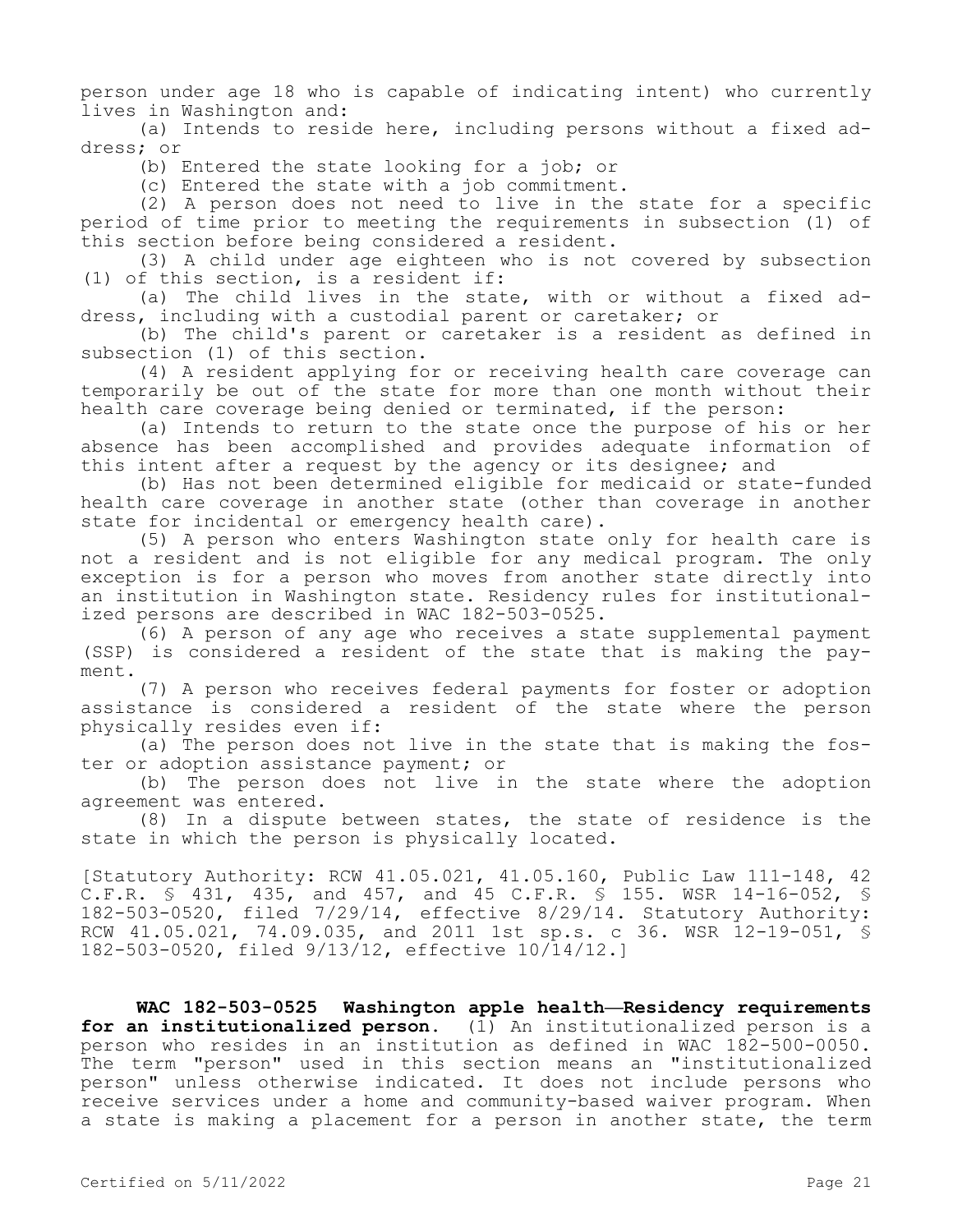person under age 18 who is capable of indicating intent) who currently lives in Washington and:

(a) Intends to reside here, including persons without a fixed address; or

(b) Entered the state looking for a job; or

(c) Entered the state with a job commitment.

(2) A person does not need to live in the state for a specific period of time prior to meeting the requirements in subsection (1) of this section before being considered a resident.

(3) A child under age eighteen who is not covered by subsection (1) of this section, is a resident if:

(a) The child lives in the state, with or without a fixed address, including with a custodial parent or caretaker; or

(b) The child's parent or caretaker is a resident as defined in subsection (1) of this section.

(4) A resident applying for or receiving health care coverage can temporarily be out of the state for more than one month without their health care coverage being denied or terminated, if the person:

(a) Intends to return to the state once the purpose of his or her absence has been accomplished and provides adequate information of this intent after a request by the agency or its designee; and

(b) Has not been determined eligible for medicaid or state-funded health care coverage in another state (other than coverage in another state for incidental or emergency health care).

(5) A person who enters Washington state only for health care is not a resident and is not eligible for any medical program. The only exception is for a person who moves from another state directly into an institution in Washington state. Residency rules for institutionalized persons are described in WAC 182-503-0525.

(6) A person of any age who receives a state supplemental payment (SSP) is considered a resident of the state that is making the payment.

(7) A person who receives federal payments for foster or adoption assistance is considered a resident of the state where the person physically resides even if:

(a) The person does not live in the state that is making the foster or adoption assistance payment; or

(b) The person does not live in the state where the adoption agreement was entered.

(8) In a dispute between states, the state of residence is the state in which the person is physically located.

[Statutory Authority: RCW 41.05.021, 41.05.160, Public Law 111-148, 42 C.F.R. § 431, 435, and 457, and 45 C.F.R. § 155. WSR 14-16-052, § 182-503-0520, filed 7/29/14, effective 8/29/14. Statutory Authority: RCW 41.05.021, 74.09.035, and 2011 1st sp.s. c 36. WSR 12-19-051, § 182-503-0520, filed 9/13/12, effective 10/14/12.]

**WAC 182-503-0525 Washington apple health—Residency requirements for an institutionalized person.** (1) An institutionalized person is a person who resides in an institution as defined in WAC 182-500-0050. The term "person" used in this section means an "institutionalized person" unless otherwise indicated. It does not include persons who receive services under a home and community-based waiver program. When a state is making a placement for a person in another state, the term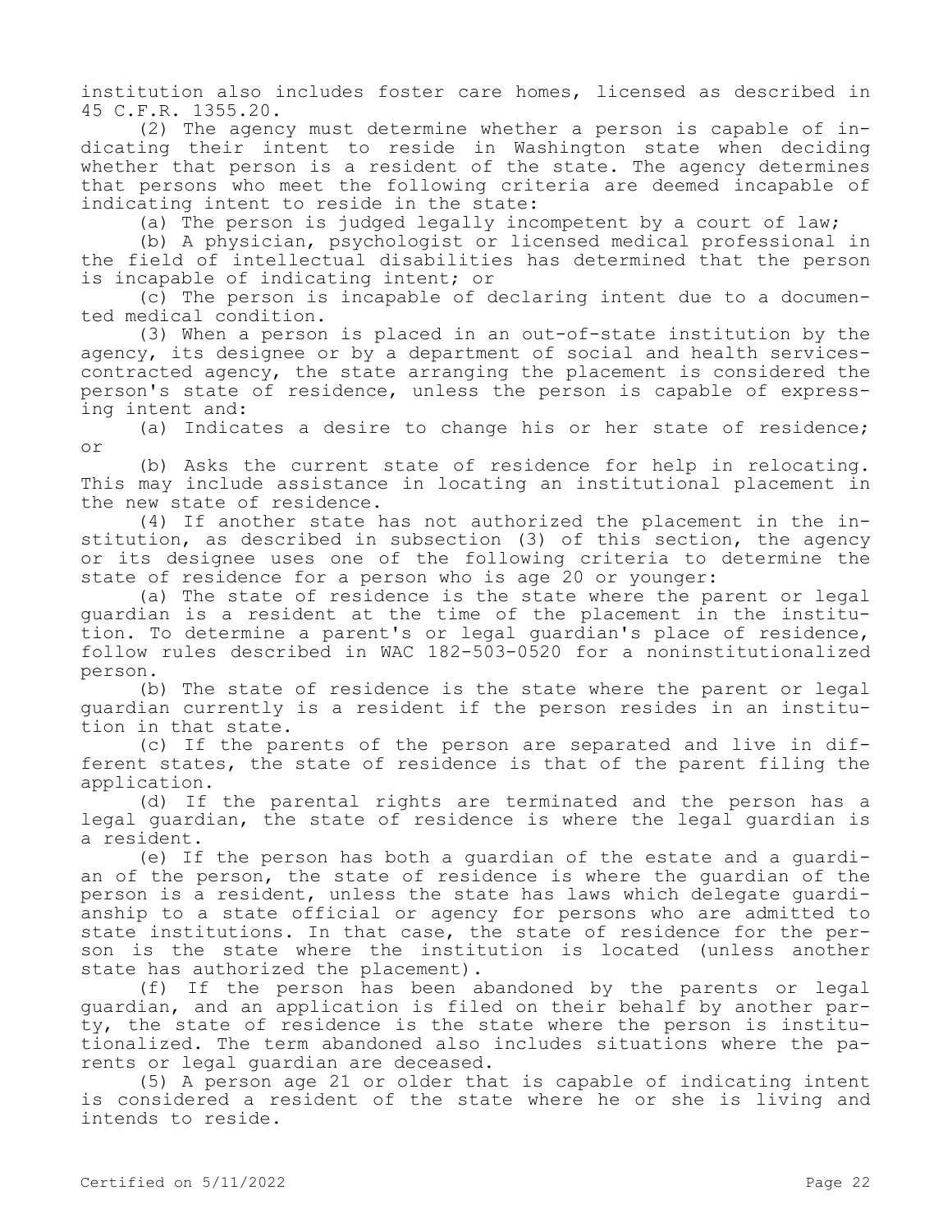institution also includes foster care homes, licensed as described in 45 C.F.R. 1355.20.

(2) The agency must determine whether a person is capable of indicating their intent to reside in Washington state when deciding whether that person is a resident of the state. The agency determines that persons who meet the following criteria are deemed incapable of indicating intent to reside in the state:

(a) The person is judged legally incompetent by a court of law;

(b) A physician, psychologist or licensed medical professional in the field of intellectual disabilities has determined that the person is incapable of indicating intent; or

(c) The person is incapable of declaring intent due to a documented medical condition.

(3) When a person is placed in an out-of-state institution by the agency, its designee or by a department of social and health services-contracted agency, the state arranging the placement is considered the person's state of residence, unless the person is capable of expressing intent and:

(a) Indicates a desire to change his or her state of residence; or

(b) Asks the current state of residence for help in relocating. This may include assistance in locating an institutional placement in the new state of residence.

(4) If another state has not authorized the placement in the institution, as described in subsection (3) of this section, the agency or its designee uses one of the following criteria to determine the state of residence for a person who is age 20 or younger:

(a) The state of residence is the state where the parent or legal guardian is a resident at the time of the placement in the institution. To determine a parent's or legal guardian's place of residence, follow rules described in WAC 182-503-0520 for a noninstitutionalized person.

(b) The state of residence is the state where the parent or legal guardian currently is a resident if the person resides in an institution in that state.

(c) If the parents of the person are separated and live in different states, the state of residence is that of the parent filing the application.

(d) If the parental rights are terminated and the person has a legal guardian, the state of residence is where the legal guardian is a resident.

(e) If the person has both a guardian of the estate and a guardian of the person, the state of residence is where the guardian of the person is a resident, unless the state has laws which delegate guardianship to a state official or agency for persons who are admitted to state institutions. In that case, the state of residence for the person is the state where the institution is located (unless another state has authorized the placement).

(f) If the person has been abandoned by the parents or legal guardian, and an application is filed on their behalf by another party, the state of residence is the state where the person is institutionalized. The term abandoned also includes situations where the parents or legal guardian are deceased.

(5) A person age 21 or older that is capable of indicating intent is considered a resident of the state where he or she is living and intends to reside.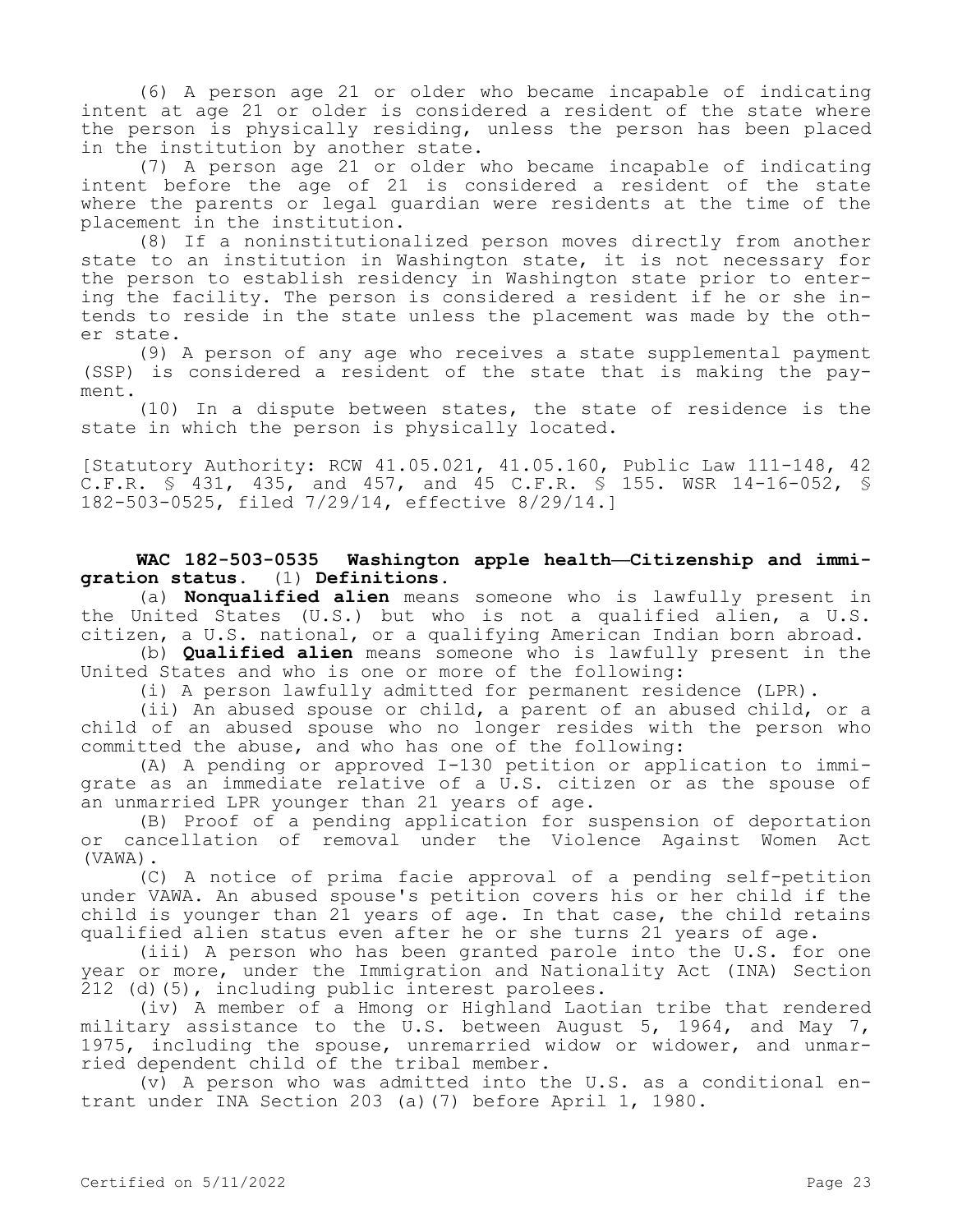(6) A person age 21 or older who became incapable of indicating intent at age 21 or older is considered a resident of the state where the person is physically residing, unless the person has been placed in the institution by another state.

(7) A person age 21 or older who became incapable of indicating intent before the age of 21 is considered a resident of the state where the parents or legal guardian were residents at the time of the placement in the institution.

(8) If a noninstitutionalized person moves directly from another state to an institution in Washington state, it is not necessary for the person to establish residency in Washington state prior to entering the facility. The person is considered a resident if he or she intends to reside in the state unless the placement was made by the other state.

(9) A person of any age who receives a state supplemental payment (SSP) is considered a resident of the state that is making the payment.

(10) In a dispute between states, the state of residence is the state in which the person is physically located.

[Statutory Authority: RCW 41.05.021, 41.05.160, Public Law 111-148, 42 C.F.R. § 431, 435, and 457, and 45 C.F.R. § 155. WSR 14-16-052, § 182-503-0525, filed 7/29/14, effective 8/29/14.]

**WAC 182-503-0535 Washington apple health—Citizenship and immigration status.** (1) **Definitions.**

(a) **Nonqualified alien** means someone who is lawfully present in the United States (U.S.) but who is not a qualified alien, a U.S. citizen, a U.S. national, or a qualifying American Indian born abroad.

(b) **Qualified alien** means someone who is lawfully present in the United States and who is one or more of the following:

(i) A person lawfully admitted for permanent residence (LPR).

(ii) An abused spouse or child, a parent of an abused child, or a child of an abused spouse who no longer resides with the person who committed the abuse, and who has one of the following:

(A) A pending or approved I-130 petition or application to immigrate as an immediate relative of a U.S. citizen or as the spouse of an unmarried LPR younger than 21 years of age.

(B) Proof of a pending application for suspension of deportation or cancellation of removal under the Violence Against Women Act (VAWA).

(C) A notice of prima facie approval of a pending self-petition under VAWA. An abused spouse's petition covers his or her child if the child is younger than 21 years of age. In that case, the child retains qualified alien status even after he or she turns 21 years of age.

(iii) A person who has been granted parole into the U.S. for one year or more, under the Immigration and Nationality Act (INA) Section 212 (d)(5), including public interest parolees.

(iv) A member of a Hmong or Highland Laotian tribe that rendered military assistance to the U.S. between August 5, 1964, and May 7, 1975, including the spouse, unremarried widow or widower, and unmarried dependent child of the tribal member.

(v) A person who was admitted into the U.S. as a conditional entrant under INA Section 203 (a)(7) before April 1, 1980.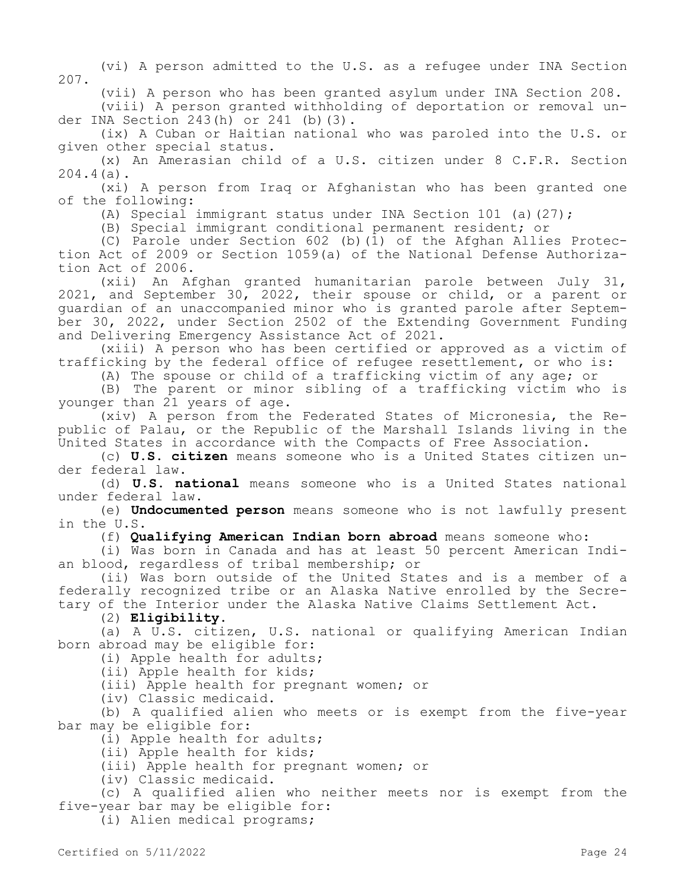(vi) A person admitted to the U.S. as a refugee under INA Section 207.

(vii) A person who has been granted asylum under INA Section 208.

(viii) A person granted withholding of deportation or removal under INA Section 243(h) or 241 (b)(3).

(ix) A Cuban or Haitian national who was paroled into the U.S. or given other special status.

(x) An Amerasian child of a U.S. citizen under 8 C.F.R. Section 204.4(a).

(xi) A person from Iraq or Afghanistan who has been granted one of the following:

(A) Special immigrant status under INA Section 101 (a)(27);

(B) Special immigrant conditional permanent resident; or

(C) Parole under Section 602 (b)(1) of the Afghan Allies Protection Act of 2009 or Section 1059(a) of the National Defense Authorization Act of 2006.

(xii) An Afghan granted humanitarian parole between July 31, 2021, and September 30, 2022, their spouse or child, or a parent or guardian of an unaccompanied minor who is granted parole after September 30, 2022, under Section 2502 of the Extending Government Funding and Delivering Emergency Assistance Act of 2021.

(xiii) A person who has been certified or approved as a victim of trafficking by the federal office of refugee resettlement, or who is:

(A) The spouse or child of a trafficking victim of any age; or

(B) The parent or minor sibling of a trafficking victim who is younger than 21 years of age.

(xiv) A person from the Federated States of Micronesia, the Republic of Palau, or the Republic of the Marshall Islands living in the United States in accordance with the Compacts of Free Association.

(c) **U.S. citizen** means someone who is a United States citizen under federal law.

(d) **U.S. national** means someone who is a United States national under federal law.

(e) **Undocumented person** means someone who is not lawfully present in the U.S.

(f) **Qualifying American Indian born abroad** means someone who:

(i) Was born in Canada and has at least 50 percent American Indian blood, regardless of tribal membership; or

(ii) Was born outside of the United States and is a member of a federally recognized tribe or an Alaska Native enrolled by the Secretary of the Interior under the Alaska Native Claims Settlement Act.

(2) **Eligibility.**

(a) A U.S. citizen, U.S. national or qualifying American Indian born abroad may be eligible for:

(i) Apple health for adults;

(ii) Apple health for kids;

(iii) Apple health for pregnant women; or

(iv) Classic medicaid.

(b) A qualified alien who meets or is exempt from the five-year bar may be eligible for:

(i) Apple health for adults;

(ii) Apple health for kids;

(iii) Apple health for pregnant women; or

(iv) Classic medicaid.

(c) A qualified alien who neither meets nor is exempt from the five-year bar may be eligible for:

(i) Alien medical programs;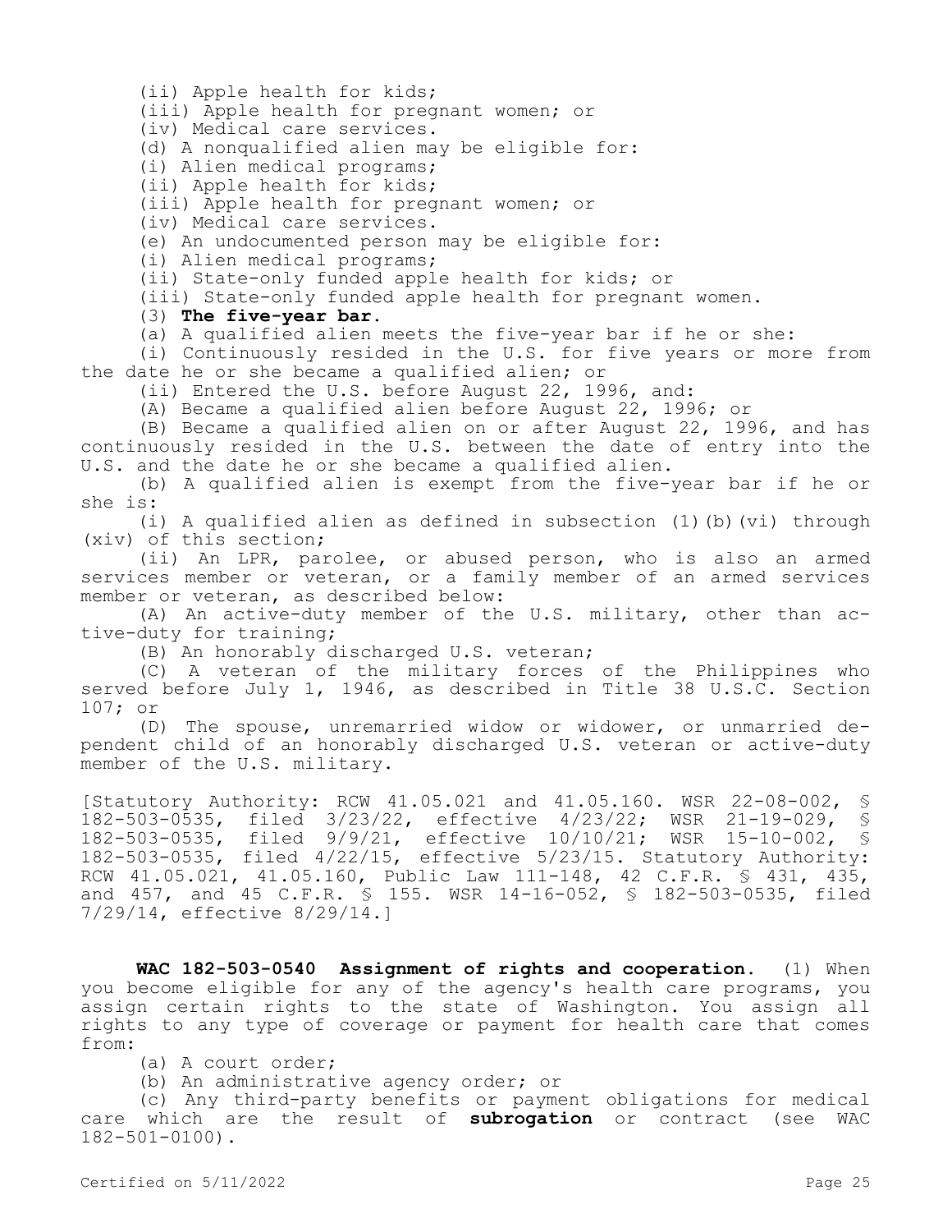(ii) Apple health for kids;

(iii) Apple health for pregnant women; or

(iv) Medical care services.

(d) A nonqualified alien may be eligible for:

(i) Alien medical programs;

(ii) Apple health for kids;

(iii) Apple health for pregnant women; or

(iv) Medical care services.

(e) An undocumented person may be eligible for:

(i) Alien medical programs;

(ii) State-only funded apple health for kids; or

(iii) State-only funded apple health for pregnant women.

(3) **The five-year bar.**

(a) A qualified alien meets the five-year bar if he or she:

(i) Continuously resided in the U.S. for five years or more from the date he or she became a qualified alien; or

(ii) Entered the U.S. before August 22, 1996, and:

(A) Became a qualified alien before August 22, 1996; or

(B) Became a qualified alien on or after August 22, 1996, and has continuously resided in the U.S. between the date of entry into the U.S. and the date he or she became a qualified alien.

(b) A qualified alien is exempt from the five-year bar if he or she is:

(i) A qualified alien as defined in subsection (1)(b)(vi) through (xiv) of this section;

(ii) An LPR, parolee, or abused person, who is also an armed services member or veteran, or a family member of an armed services member or veteran, as described below:

(A) An active-duty member of the U.S. military, other than active-duty for training;

(B) An honorably discharged U.S. veteran;

(C) A veteran of the military forces of the Philippines who served before July 1, 1946, as described in Title 38 U.S.C. Section 107; or

(D) The spouse, unremarried widow or widower, or unmarried dependent child of an honorably discharged U.S. veteran or active-duty member of the U.S. military.

[Statutory Authority: RCW 41.05.021 and 41.05.160. WSR 22-08-002, § 182-503-0535, filed 3/23/22, effective 4/23/22; WSR 21-19-029, § 182-503-0535, filed 9/9/21, effective 10/10/21; WSR 15-10-002, § 182-503-0535, filed 4/22/15, effective 5/23/15. Statutory Authority: RCW 41.05.021, 41.05.160, Public Law 111-148, 42 C.F.R. § 431, 435, and 457, and 45 C.F.R. § 155. WSR 14-16-052, § 182-503-0535, filed 7/29/14, effective 8/29/14.]

**WAC 182-503-0540 Assignment of rights and cooperation.** (1) When you become eligible for any of the agency's health care programs, you assign certain rights to the state of Washington. You assign all rights to any type of coverage or payment for health care that comes from:

(a) A court order;

(b) An administrative agency order; or

(c) Any third-party benefits or payment obligations for medical care which are the result of **subrogation** or contract (see WAC 182-501-0100).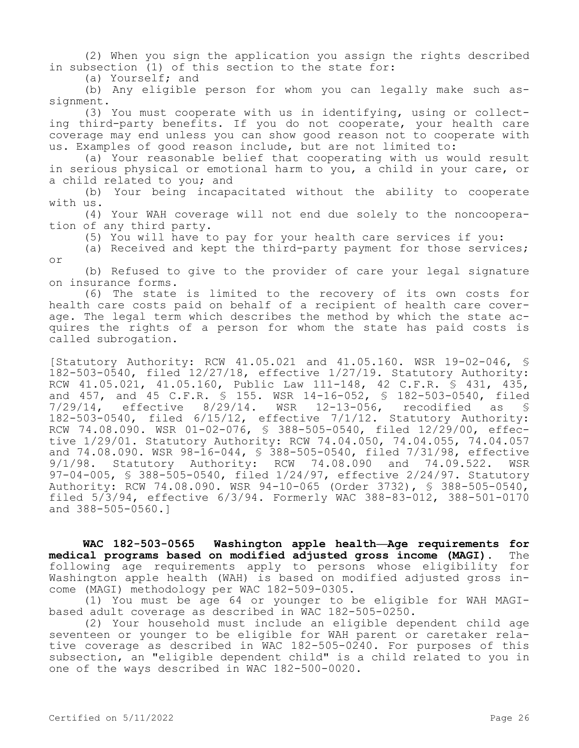(2) When you sign the application you assign the rights described in subsection (1) of this section to the state for:

(a) Yourself; and

(b) Any eligible person for whom you can legally make such assignment.

(3) You must cooperate with us in identifying, using or collecting third-party benefits. If you do not cooperate, your health care coverage may end unless you can show good reason not to cooperate with us. Examples of good reason include, but are not limited to:

(a) Your reasonable belief that cooperating with us would result in serious physical or emotional harm to you, a child in your care, or a child related to you; and

(b) Your being incapacitated without the ability to cooperate with us.

(4) Your WAH coverage will not end due solely to the noncooperation of any third party.

(5) You will have to pay for your health care services if you:

(a) Received and kept the third-party payment for those services; or

(b) Refused to give to the provider of care your legal signature on insurance forms.

(6) The state is limited to the recovery of its own costs for health care costs paid on behalf of a recipient of health care coverage. The legal term which describes the method by which the state acquires the rights of a person for whom the state has paid costs is called subrogation.

[Statutory Authority: RCW 41.05.021 and 41.05.160. WSR 19-02-046, § 182-503-0540, filed 12/27/18, effective 1/27/19. Statutory Authority: RCW 41.05.021, 41.05.160, Public Law 111-148, 42 C.F.R. § 431, 435, and 457, and 45 C.F.R. § 155. WSR 14-16-052, § 182-503-0540, filed 7/29/14, effective 8/29/14. WSR 12-13-056, recodified as § 182-503-0540, filed 6/15/12, effective 7/1/12. Statutory Authority: RCW 74.08.090. WSR 01-02-076, § 388-505-0540, filed 12/29/00, effective 1/29/01. Statutory Authority: RCW 74.04.050, 74.04.055, 74.04.057 and 74.08.090. WSR 98-16-044, § 388-505-0540, filed 7/31/98, effective 9/1/98. Statutory Authority: RCW 74.08.090 and 74.09.522. WSR 97-04-005, § 388-505-0540, filed 1/24/97, effective 2/24/97. Statutory Authority: RCW 74.08.090. WSR 94-10-065 (Order 3732), § 388-505-0540, filed 5/3/94, effective 6/3/94. Formerly WAC 388-83-012, 388-501-0170 and 388-505-0560.]

**WAC 182-503-0565 Washington apple health—Age requirements for medical programs based on modified adjusted gross income (MAGI).** The following age requirements apply to persons whose eligibility for Washington apple health (WAH) is based on modified adjusted gross income (MAGI) methodology per WAC 182-509-0305.

(1) You must be age 64 or younger to be eligible for WAH MAGI-based adult coverage as described in WAC 182-505-0250.

(2) Your household must include an eligible dependent child age seventeen or younger to be eligible for WAH parent or caretaker relative coverage as described in WAC 182-505-0240. For purposes of this subsection, an "eligible dependent child" is a child related to you in one of the ways described in WAC 182-500-0020.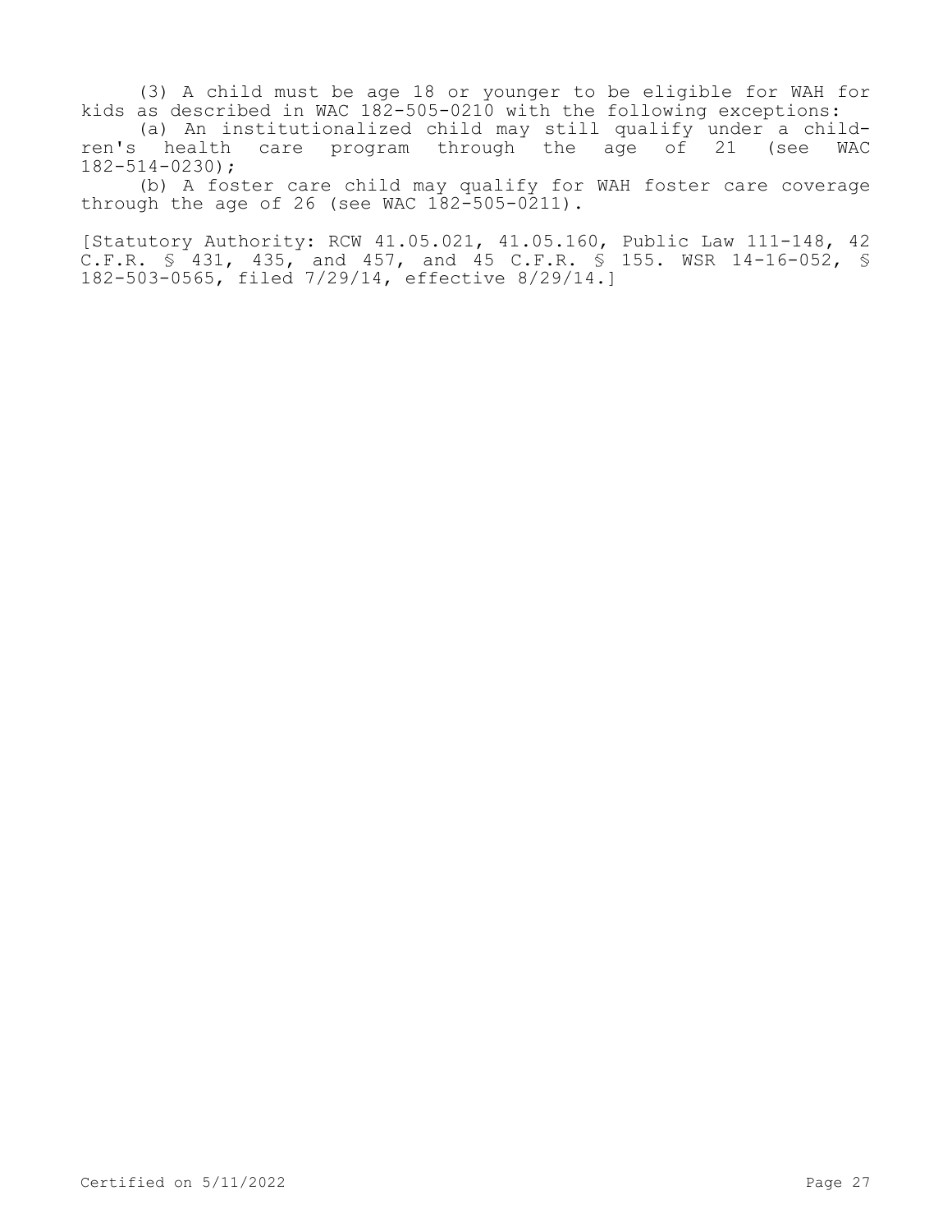(3) A child must be age 18 or younger to be eligible for WAH for kids as described in WAC 182-505-0210 with the following exceptions:

(a) An institutionalized child may still qualify under a children's health care program through the age of 21 (see WAC 182-514-0230);

(b) A foster care child may qualify for WAH foster care coverage through the age of 26 (see WAC 182-505-0211).

[Statutory Authority: RCW 41.05.021, 41.05.160, Public Law 111-148, 42 C.F.R. § 431, 435, and 457, and 45 C.F.R. § 155. WSR 14-16-052, § 182-503-0565, filed 7/29/14, effective 8/29/14.]